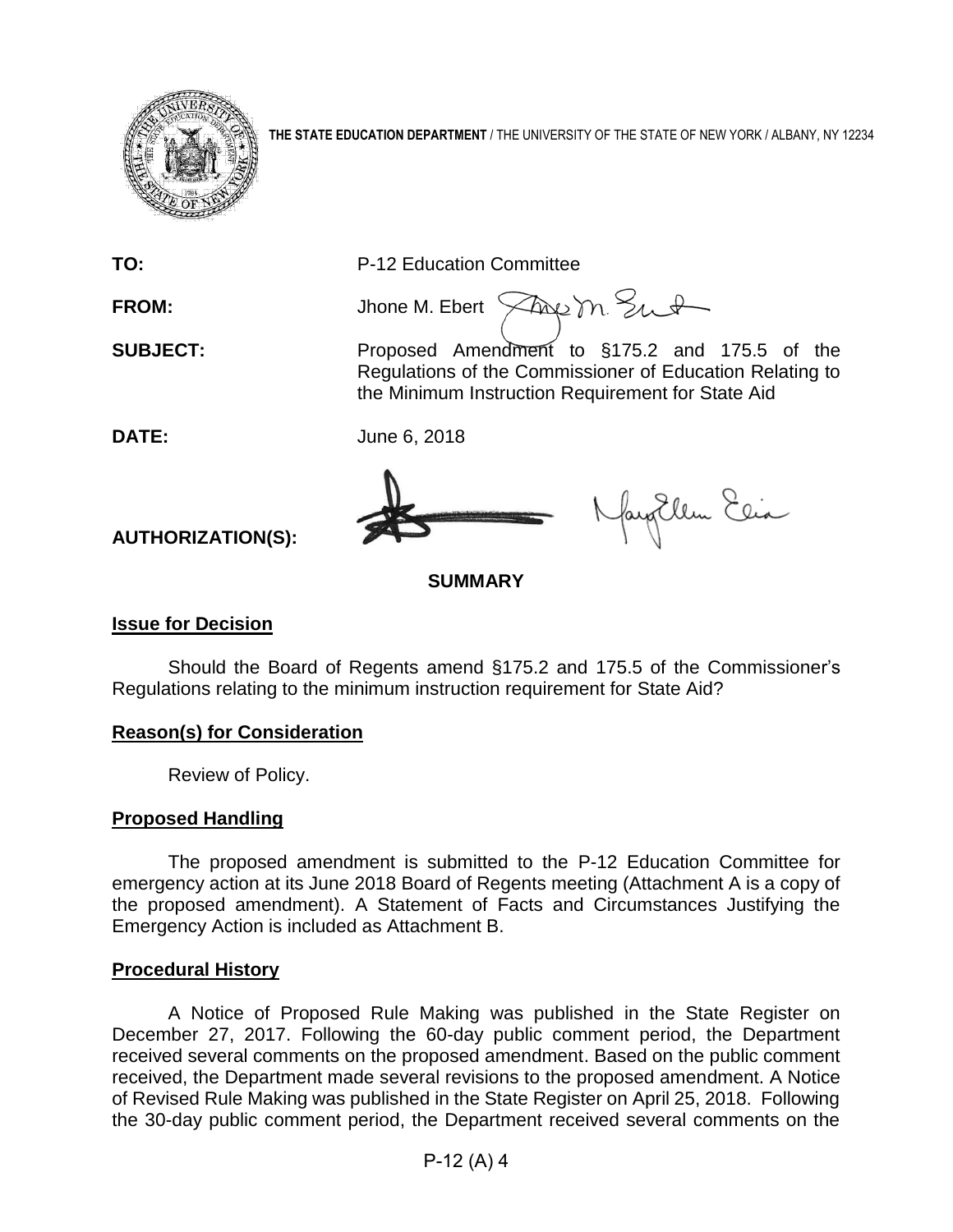**THE STATE EDUCATION DEPARTMENT** / THE UNIVERSITY OF THE STATE OF NEW YORK / ALBANY, NY 12234

| | |
|---|---|
| **TO:** | P-12 Education Committee |
| **FROM:** | Jhone M. Ebert |
| **SUBJECT:** | Proposed Amendment to §175.2 and 175.5 of the Regulations of the Commissioner of Education Relating to the Minimum Instruction Requirement for State Aid |
| **DATE:** | June 6, 2018 |
| **AUTHORIZATION(S):** | |

## SUMMARY

### Issue for Decision

Should the Board of Regents amend §175.2 and 175.5 of the Commissioner's Regulations relating to the minimum instruction requirement for State Aid?

### Reason(s) for Consideration

Review of Policy.

### Proposed Handling

The proposed amendment is submitted to the P-12 Education Committee for emergency action at its June 2018 Board of Regents meeting (Attachment A is a copy of the proposed amendment). A Statement of Facts and Circumstances Justifying the Emergency Action is included as Attachment B.

### Procedural History

A Notice of Proposed Rule Making was published in the State Register on December 27, 2017. Following the 60-day public comment period, the Department received several comments on the proposed amendment. Based on the public comment received, the Department made several revisions to the proposed amendment. A Notice of Revised Rule Making was published in the State Register on April 25, 2018. Following the 30-day public comment period, the Department received several comments on the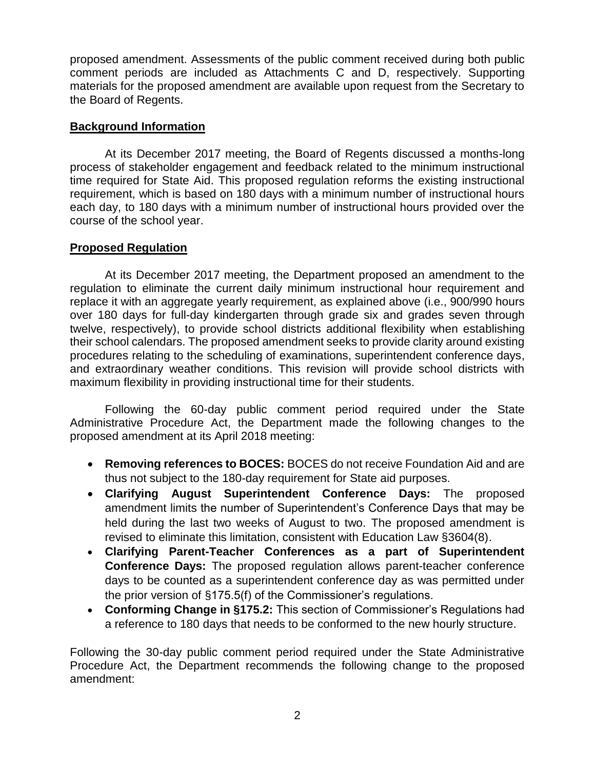proposed amendment. Assessments of the public comment received during both public comment periods are included as Attachments C and D, respectively. Supporting materials for the proposed amendment are available upon request from the Secretary to the Board of Regents.

## **Background Information**

At its December 2017 meeting, the Board of Regents discussed a months-long process of stakeholder engagement and feedback related to the minimum instructional time required for State Aid. This proposed regulation reforms the existing instructional requirement, which is based on 180 days with a minimum number of instructional hours each day, to 180 days with a minimum number of instructional hours provided over the course of the school year.

## **Proposed Regulation**

At its December 2017 meeting, the Department proposed an amendment to the regulation to eliminate the current daily minimum instructional hour requirement and replace it with an aggregate yearly requirement, as explained above (i.e., 900/990 hours over 180 days for full-day kindergarten through grade six and grades seven through twelve, respectively), to provide school districts additional flexibility when establishing their school calendars. The proposed amendment seeks to provide clarity around existing procedures relating to the scheduling of examinations, superintendent conference days, and extraordinary weather conditions. This revision will provide school districts with maximum flexibility in providing instructional time for their students.

Following the 60-day public comment period required under the State Administrative Procedure Act, the Department made the following changes to the proposed amendment at its April 2018 meeting:

- **Removing references to BOCES:** BOCES do not receive Foundation Aid and are thus not subject to the 180-day requirement for State aid purposes.
- **Clarifying August Superintendent Conference Days:** The proposed amendment limits the number of Superintendent's Conference Days that may be held during the last two weeks of August to two. The proposed amendment is revised to eliminate this limitation, consistent with Education Law §3604(8).
- **Clarifying Parent-Teacher Conferences as a part of Superintendent Conference Days:** The proposed regulation allows parent-teacher conference days to be counted as a superintendent conference day as was permitted under the prior version of §175.5(f) of the Commissioner's regulations.
- **Conforming Change in §175.2:** This section of Commissioner's Regulations had a reference to 180 days that needs to be conformed to the new hourly structure.

Following the 30-day public comment period required under the State Administrative Procedure Act, the Department recommends the following change to the proposed amendment: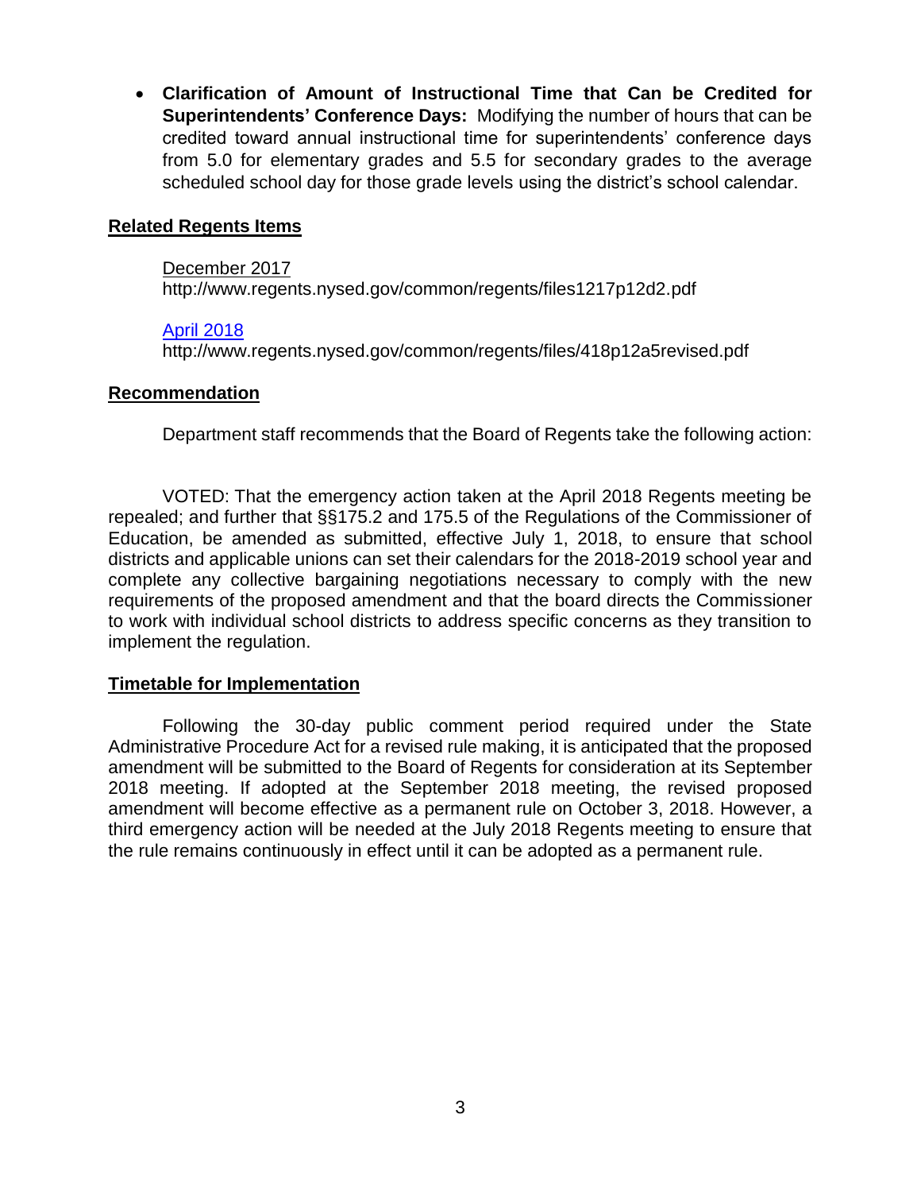- **Clarification of Amount of Instructional Time that Can be Credited for Superintendents' Conference Days:** Modifying the number of hours that can be credited toward annual instructional time for superintendents' conference days from 5.0 for elementary grades and 5.5 for secondary grades to the average scheduled school day for those grade levels using the district's school calendar.

## Related Regents Items

December 2017
http://www.regents.nysed.gov/common/regents/files1217p12d2.pdf

[April 2018](http://www.regents.nysed.gov/common/regents/files/418p12a5revised.pdf)
http://www.regents.nysed.gov/common/regents/files/418p12a5revised.pdf

## Recommendation

Department staff recommends that the Board of Regents take the following action:

VOTED: That the emergency action taken at the April 2018 Regents meeting be repealed; and further that §§175.2 and 175.5 of the Regulations of the Commissioner of Education, be amended as submitted, effective July 1, 2018, to ensure that school districts and applicable unions can set their calendars for the 2018-2019 school year and complete any collective bargaining negotiations necessary to comply with the new requirements of the proposed amendment and that the board directs the Commissioner to work with individual school districts to address specific concerns as they transition to implement the regulation.

## Timetable for Implementation

Following the 30-day public comment period required under the State Administrative Procedure Act for a revised rule making, it is anticipated that the proposed amendment will be submitted to the Board of Regents for consideration at its September 2018 meeting. If adopted at the September 2018 meeting, the revised proposed amendment will become effective as a permanent rule on October 3, 2018. However, a third emergency action will be needed at the July 2018 Regents meeting to ensure that the rule remains continuously in effect until it can be adopted as a permanent rule.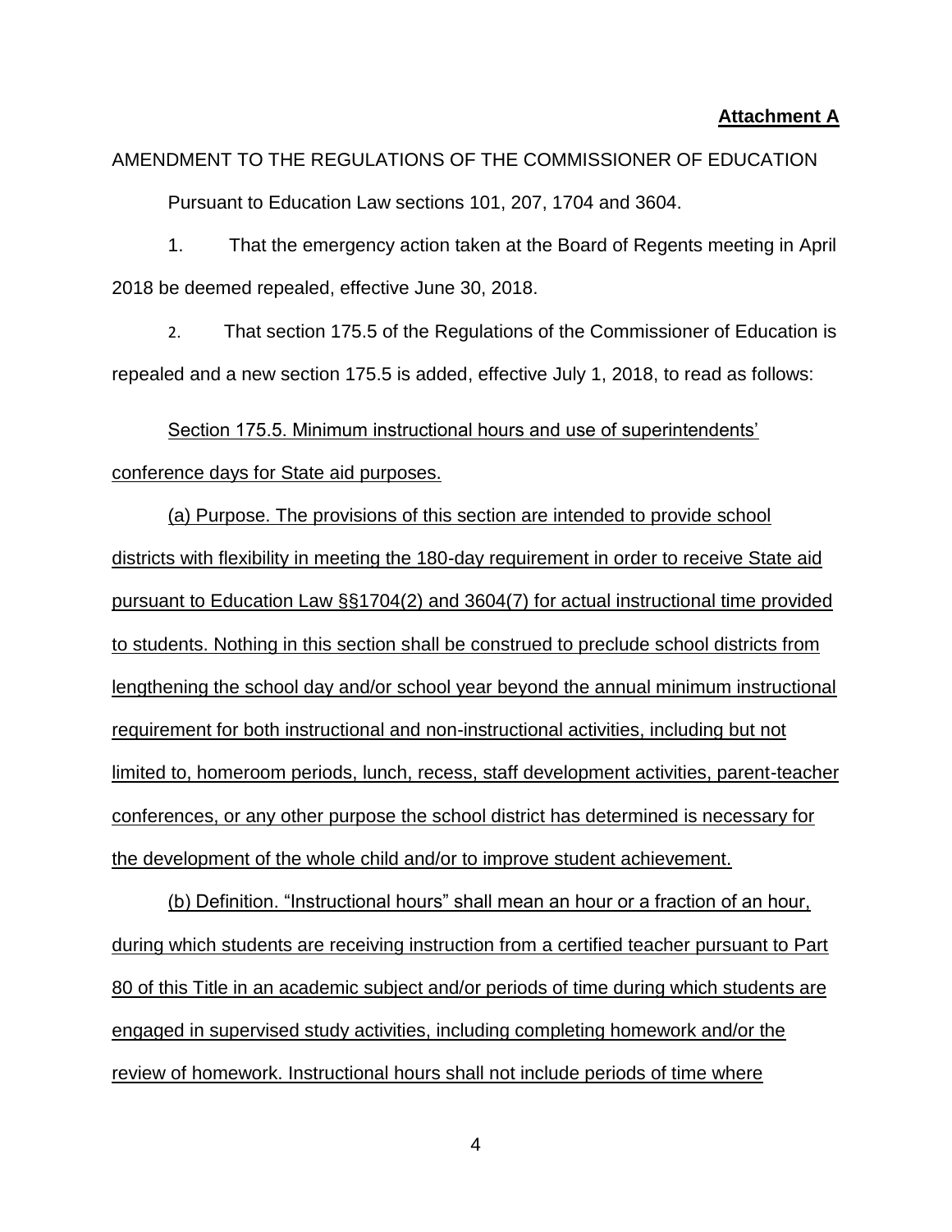**Attachment A**

AMENDMENT TO THE REGULATIONS OF THE COMMISSIONER OF EDUCATION

Pursuant to Education Law sections 101, 207, 1704 and 3604.

1. That the emergency action taken at the Board of Regents meeting in April 2018 be deemed repealed, effective June 30, 2018.

2. That section 175.5 of the Regulations of the Commissioner of Education is repealed and a new section 175.5 is added, effective July 1, 2018, to read as follows:

<u>Section 175.5. Minimum instructional hours and use of superintendents' conference days for State aid purposes.</u>

<u>(a) Purpose. The provisions of this section are intended to provide school districts with flexibility in meeting the 180-day requirement in order to receive State aid pursuant to Education Law §§1704(2) and 3604(7) for actual instructional time provided to students. Nothing in this section shall be construed to preclude school districts from lengthening the school day and/or school year beyond the annual minimum instructional requirement for both instructional and non-instructional activities, including but not limited to, homeroom periods, lunch, recess, staff development activities, parent-teacher conferences, or any other purpose the school district has determined is necessary for the development of the whole child and/or to improve student achievement.</u>

<u>(b) Definition. "Instructional hours" shall mean an hour or a fraction of an hour, during which students are receiving instruction from a certified teacher pursuant to Part 80 of this Title in an academic subject and/or periods of time during which students are engaged in supervised study activities, including completing homework and/or the review of homework. Instructional hours shall not include periods of time where</u>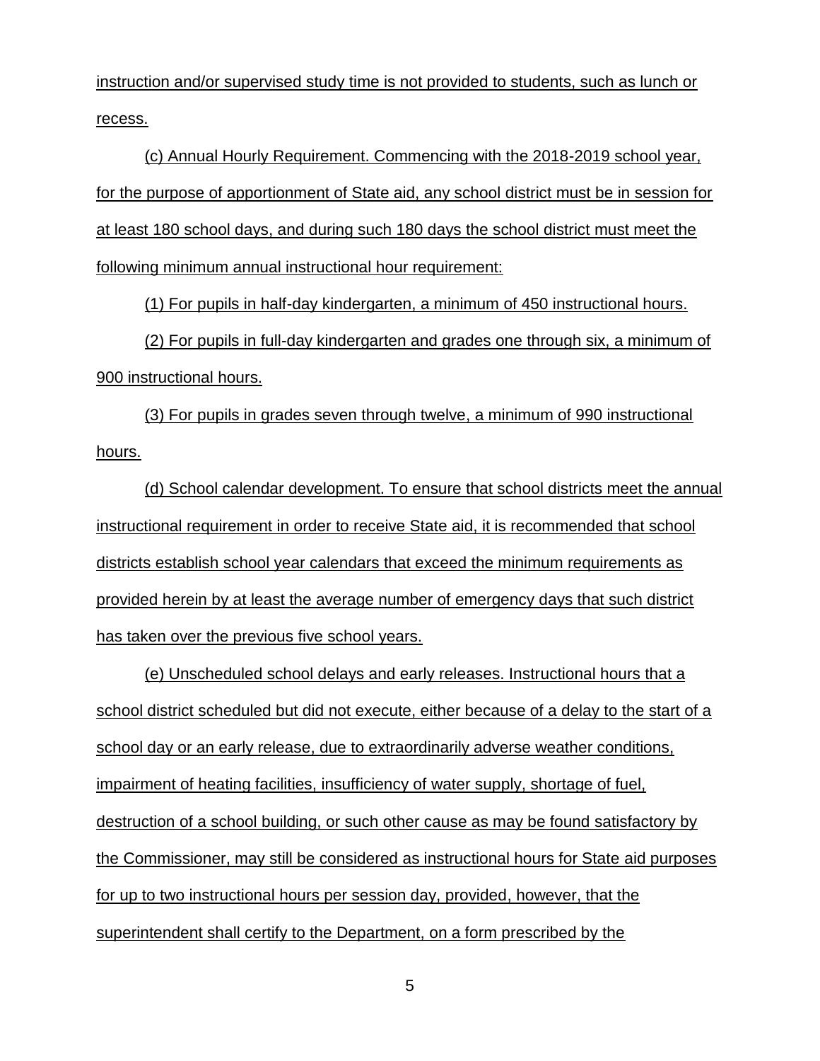instruction and/or supervised study time is not provided to students, such as lunch or recess.

(c) Annual Hourly Requirement. Commencing with the 2018-2019 school year, for the purpose of apportionment of State aid, any school district must be in session for at least 180 school days, and during such 180 days the school district must meet the following minimum annual instructional hour requirement:

(1) For pupils in half-day kindergarten, a minimum of 450 instructional hours.

(2) For pupils in full-day kindergarten and grades one through six, a minimum of 900 instructional hours.

(3) For pupils in grades seven through twelve, a minimum of 990 instructional hours.

(d) School calendar development. To ensure that school districts meet the annual instructional requirement in order to receive State aid, it is recommended that school districts establish school year calendars that exceed the minimum requirements as provided herein by at least the average number of emergency days that such district has taken over the previous five school years.

(e) Unscheduled school delays and early releases. Instructional hours that a school district scheduled but did not execute, either because of a delay to the start of a school day or an early release, due to extraordinarily adverse weather conditions, impairment of heating facilities, insufficiency of water supply, shortage of fuel, destruction of a school building, or such other cause as may be found satisfactory by the Commissioner, may still be considered as instructional hours for State aid purposes for up to two instructional hours per session day, provided, however, that the superintendent shall certify to the Department, on a form prescribed by the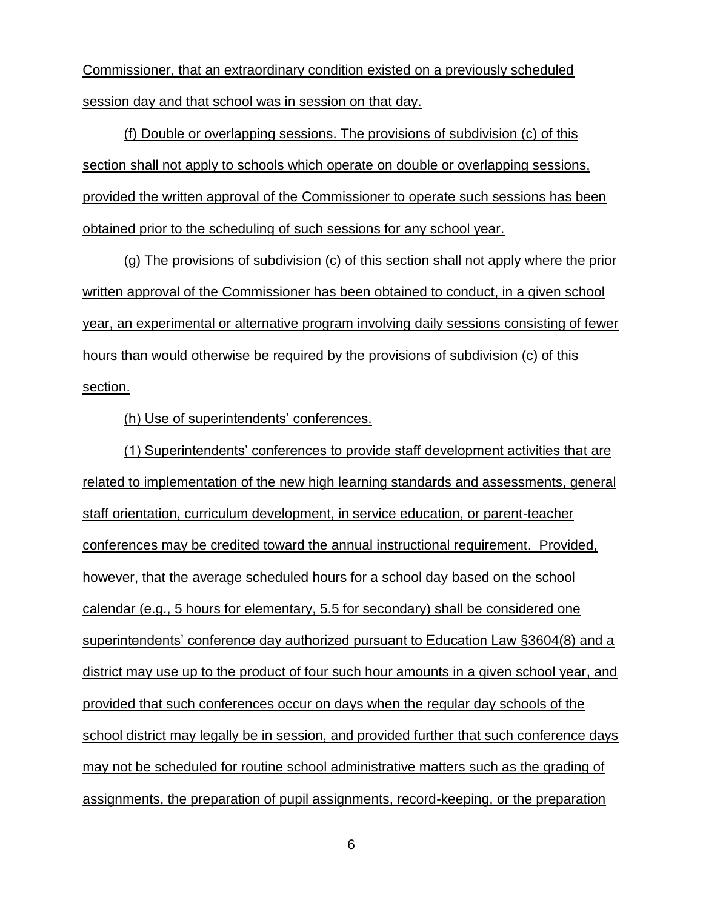Commissioner, that an extraordinary condition existed on a previously scheduled session day and that school was in session on that day.

(f) Double or overlapping sessions. The provisions of subdivision (c) of this section shall not apply to schools which operate on double or overlapping sessions, provided the written approval of the Commissioner to operate such sessions has been obtained prior to the scheduling of such sessions for any school year.

(g) The provisions of subdivision (c) of this section shall not apply where the prior written approval of the Commissioner has been obtained to conduct, in a given school year, an experimental or alternative program involving daily sessions consisting of fewer hours than would otherwise be required by the provisions of subdivision (c) of this section.

(h) Use of superintendents' conferences.

(1) Superintendents' conferences to provide staff development activities that are related to implementation of the new high learning standards and assessments, general staff orientation, curriculum development, in service education, or parent-teacher conferences may be credited toward the annual instructional requirement. Provided, however, that the average scheduled hours for a school day based on the school calendar (e.g., 5 hours for elementary, 5.5 for secondary) shall be considered one superintendents' conference day authorized pursuant to Education Law §3604(8) and a district may use up to the product of four such hour amounts in a given school year, and provided that such conferences occur on days when the regular day schools of the school district may legally be in session, and provided further that such conference days may not be scheduled for routine school administrative matters such as the grading of assignments, the preparation of pupil assignments, record-keeping, or the preparation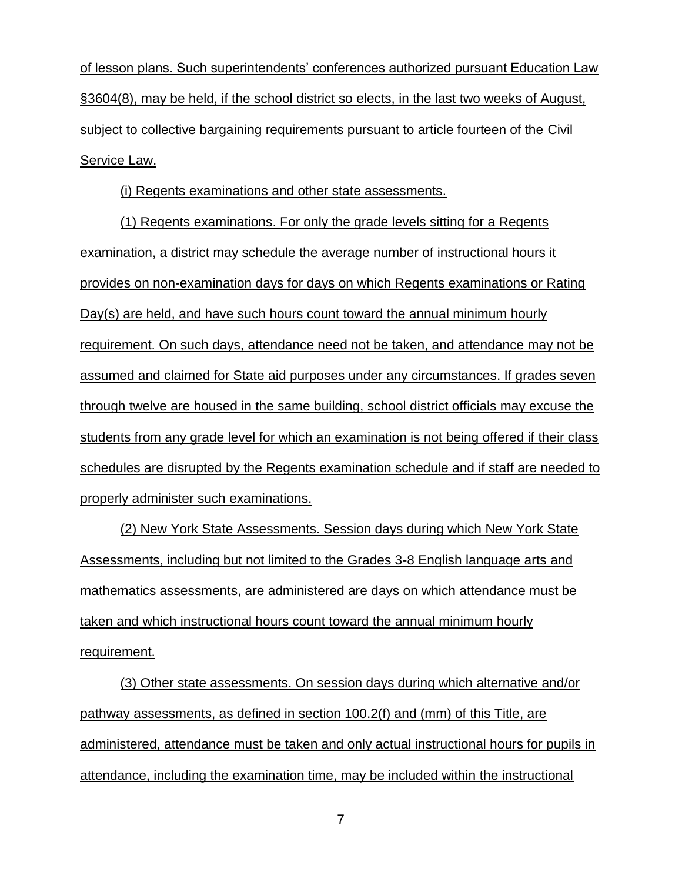of lesson plans. Such superintendents' conferences authorized pursuant Education Law §3604(8), may be held, if the school district so elects, in the last two weeks of August, subject to collective bargaining requirements pursuant to article fourteen of the Civil Service Law.

(i) Regents examinations and other state assessments.

(1) Regents examinations. For only the grade levels sitting for a Regents examination, a district may schedule the average number of instructional hours it provides on non-examination days for days on which Regents examinations or Rating Day(s) are held, and have such hours count toward the annual minimum hourly requirement. On such days, attendance need not be taken, and attendance may not be assumed and claimed for State aid purposes under any circumstances. If grades seven through twelve are housed in the same building, school district officials may excuse the students from any grade level for which an examination is not being offered if their class schedules are disrupted by the Regents examination schedule and if staff are needed to properly administer such examinations.

(2) New York State Assessments. Session days during which New York State Assessments, including but not limited to the Grades 3-8 English language arts and mathematics assessments, are administered are days on which attendance must be taken and which instructional hours count toward the annual minimum hourly requirement.

(3) Other state assessments. On session days during which alternative and/or pathway assessments, as defined in section 100.2(f) and (mm) of this Title, are administered, attendance must be taken and only actual instructional hours for pupils in attendance, including the examination time, may be included within the instructional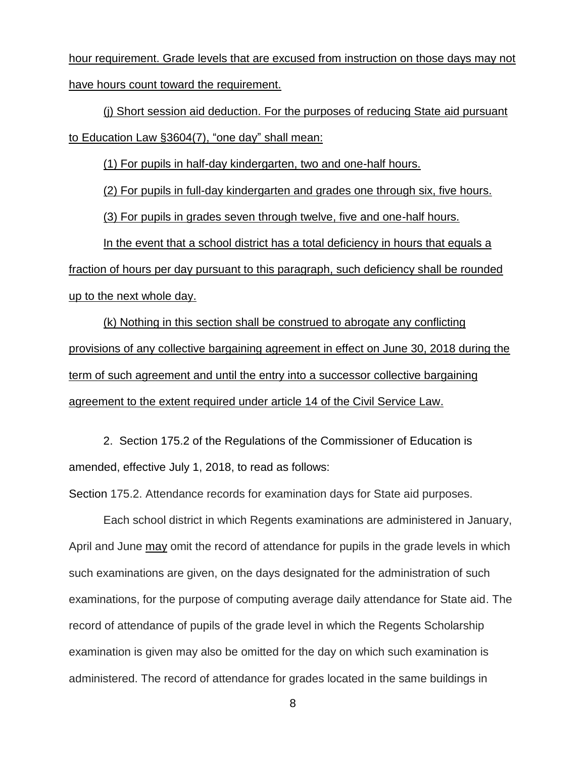hour requirement. Grade levels that are excused from instruction on those days may not have hours count toward the requirement.

(j) Short session aid deduction. For the purposes of reducing State aid pursuant to Education Law §3604(7), "one day" shall mean:

(1) For pupils in half-day kindergarten, two and one-half hours.

(2) For pupils in full-day kindergarten and grades one through six, five hours.

(3) For pupils in grades seven through twelve, five and one-half hours.

In the event that a school district has a total deficiency in hours that equals a fraction of hours per day pursuant to this paragraph, such deficiency shall be rounded up to the next whole day.

(k) Nothing in this section shall be construed to abrogate any conflicting provisions of any collective bargaining agreement in effect on June 30, 2018 during the term of such agreement and until the entry into a successor collective bargaining agreement to the extent required under article 14 of the Civil Service Law.

2. Section 175.2 of the Regulations of the Commissioner of Education is amended, effective July 1, 2018, to read as follows:

Section 175.2. Attendance records for examination days for State aid purposes.

Each school district in which Regents examinations are administered in January, April and June may omit the record of attendance for pupils in the grade levels in which such examinations are given, on the days designated for the administration of such examinations, for the purpose of computing average daily attendance for State aid. The record of attendance of pupils of the grade level in which the Regents Scholarship examination is given may also be omitted for the day on which such examination is administered. The record of attendance for grades located in the same buildings in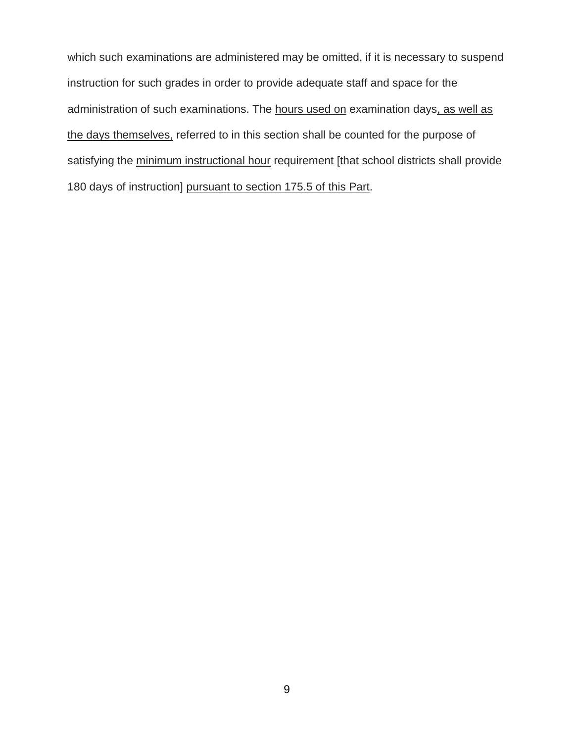which such examinations are administered may be omitted, if it is necessary to suspend instruction for such grades in order to provide adequate staff and space for the administration of such examinations. The <u>hours used on</u> examination days<u>, as well as the days themselves,</u> referred to in this section shall be counted for the purpose of satisfying the <u>minimum instructional hour</u> requirement [that school districts shall provide 180 days of instruction] <u>pursuant to section 175.5 of this Part</u>.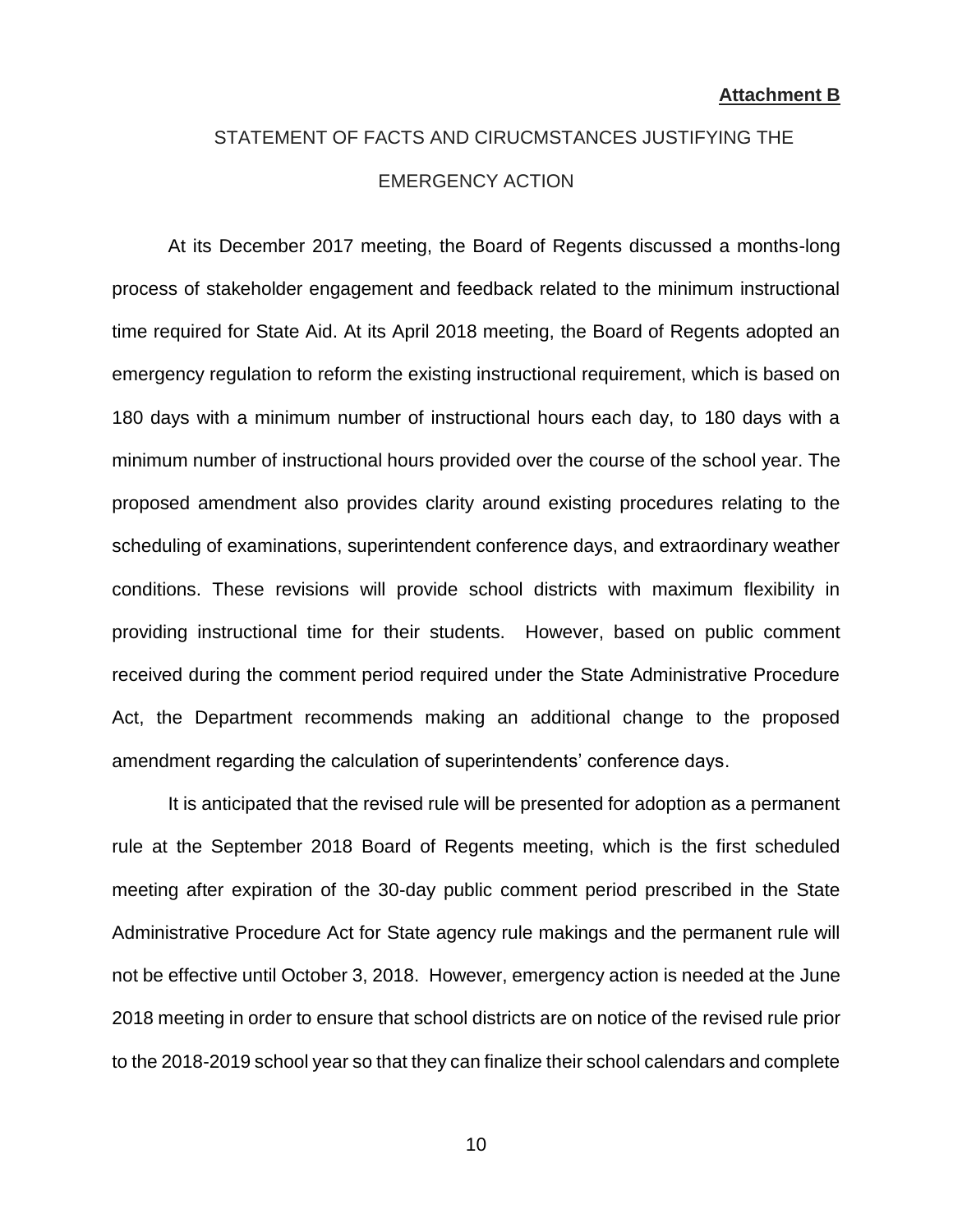**Attachment B**

STATEMENT OF FACTS AND CIRUCMSTANCES JUSTIFYING THE EMERGENCY ACTION

At its December 2017 meeting, the Board of Regents discussed a months-long process of stakeholder engagement and feedback related to the minimum instructional time required for State Aid. At its April 2018 meeting, the Board of Regents adopted an emergency regulation to reform the existing instructional requirement, which is based on 180 days with a minimum number of instructional hours each day, to 180 days with a minimum number of instructional hours provided over the course of the school year. The proposed amendment also provides clarity around existing procedures relating to the scheduling of examinations, superintendent conference days, and extraordinary weather conditions. These revisions will provide school districts with maximum flexibility in providing instructional time for their students. However, based on public comment received during the comment period required under the State Administrative Procedure Act, the Department recommends making an additional change to the proposed amendment regarding the calculation of superintendents' conference days.

It is anticipated that the revised rule will be presented for adoption as a permanent rule at the September 2018 Board of Regents meeting, which is the first scheduled meeting after expiration of the 30-day public comment period prescribed in the State Administrative Procedure Act for State agency rule makings and the permanent rule will not be effective until October 3, 2018. However, emergency action is needed at the June 2018 meeting in order to ensure that school districts are on notice of the revised rule prior to the 2018-2019 school year so that they can finalize their school calendars and complete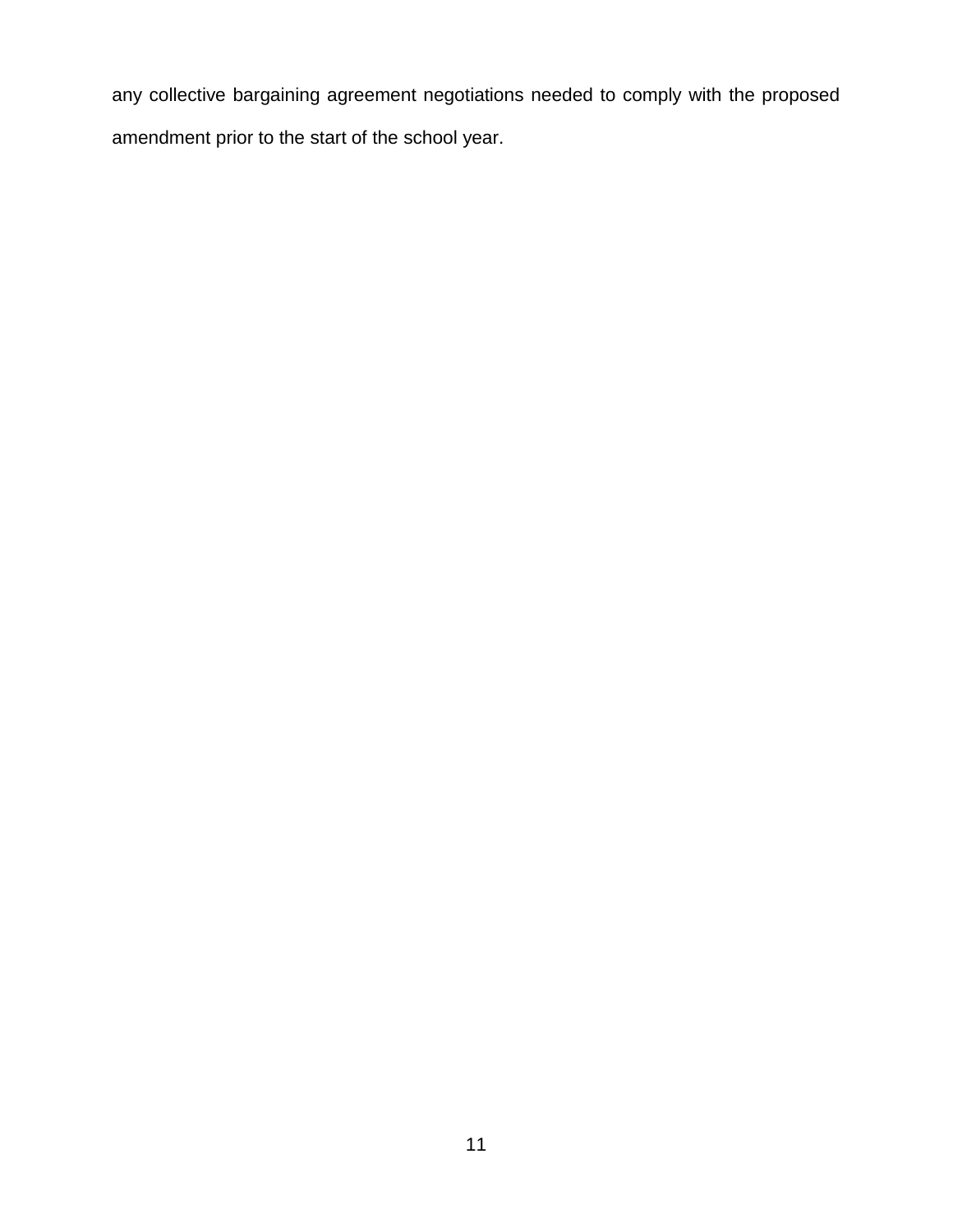any collective bargaining agreement negotiations needed to comply with the proposed amendment prior to the start of the school year.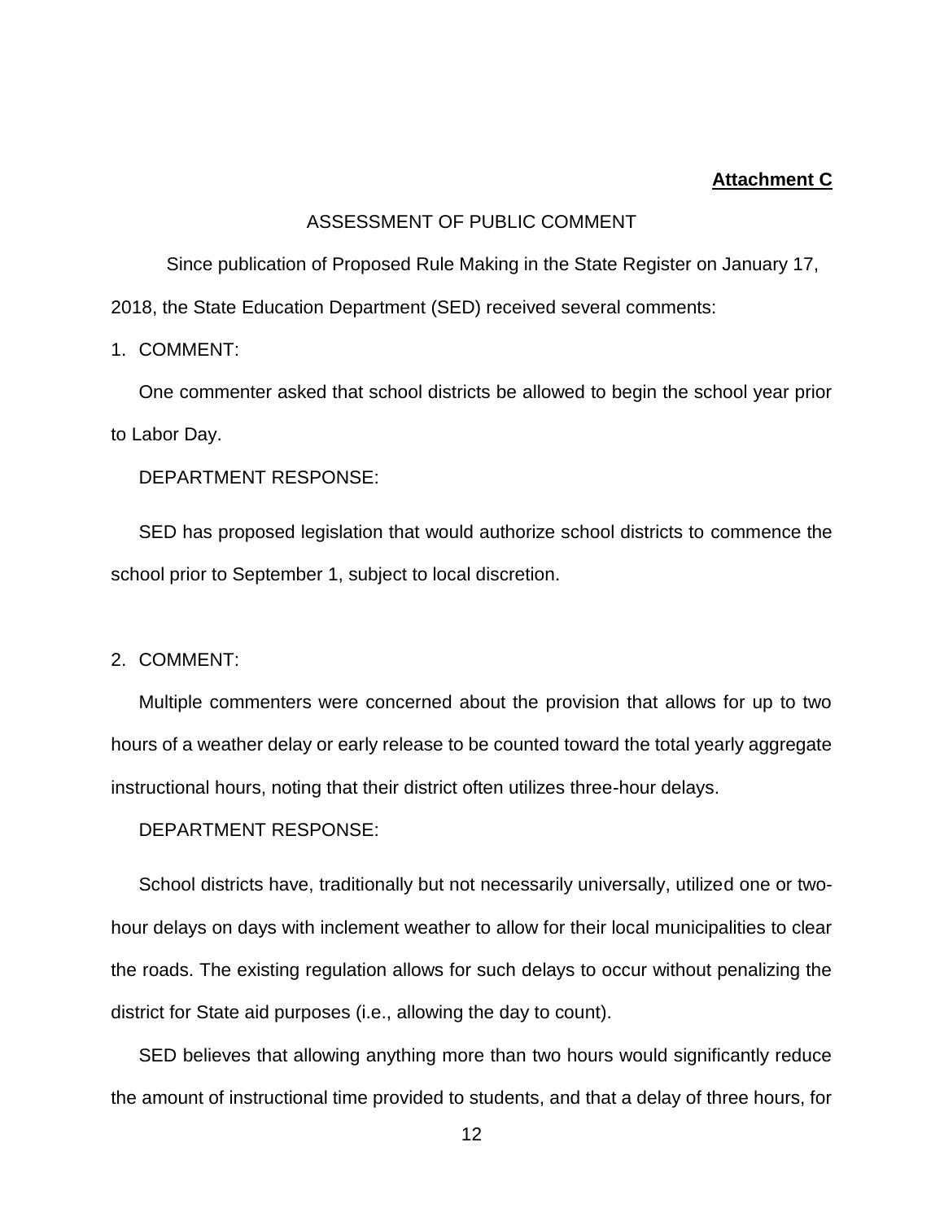**Attachment C**

ASSESSMENT OF PUBLIC COMMENT

Since publication of Proposed Rule Making in the State Register on January 17, 2018, the State Education Department (SED) received several comments:

1. COMMENT:

One commenter asked that school districts be allowed to begin the school year prior to Labor Day.

DEPARTMENT RESPONSE:

SED has proposed legislation that would authorize school districts to commence the school prior to September 1, subject to local discretion.

2. COMMENT:

Multiple commenters were concerned about the provision that allows for up to two hours of a weather delay or early release to be counted toward the total yearly aggregate instructional hours, noting that their district often utilizes three-hour delays.

DEPARTMENT RESPONSE:

School districts have, traditionally but not necessarily universally, utilized one or two-hour delays on days with inclement weather to allow for their local municipalities to clear the roads. The existing regulation allows for such delays to occur without penalizing the district for State aid purposes (i.e., allowing the day to count).

SED believes that allowing anything more than two hours would significantly reduce the amount of instructional time provided to students, and that a delay of three hours, for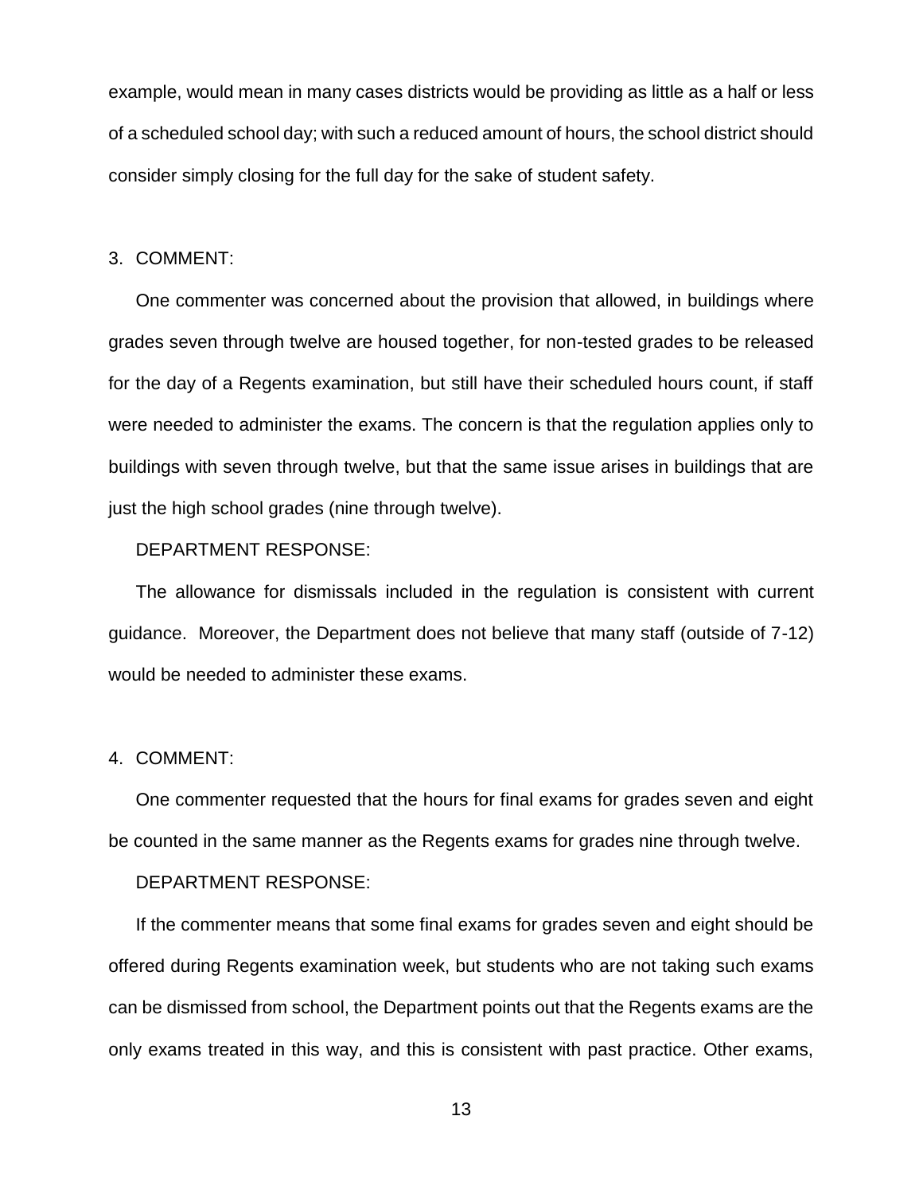example, would mean in many cases districts would be providing as little as a half or less of a scheduled school day; with such a reduced amount of hours, the school district should consider simply closing for the full day for the sake of student safety.

3. COMMENT:

One commenter was concerned about the provision that allowed, in buildings where grades seven through twelve are housed together, for non-tested grades to be released for the day of a Regents examination, but still have their scheduled hours count, if staff were needed to administer the exams. The concern is that the regulation applies only to buildings with seven through twelve, but that the same issue arises in buildings that are just the high school grades (nine through twelve).

DEPARTMENT RESPONSE:

The allowance for dismissals included in the regulation is consistent with current guidance. Moreover, the Department does not believe that many staff (outside of 7-12) would be needed to administer these exams.

4. COMMENT:

One commenter requested that the hours for final exams for grades seven and eight be counted in the same manner as the Regents exams for grades nine through twelve.

DEPARTMENT RESPONSE:

If the commenter means that some final exams for grades seven and eight should be offered during Regents examination week, but students who are not taking such exams can be dismissed from school, the Department points out that the Regents exams are the only exams treated in this way, and this is consistent with past practice. Other exams,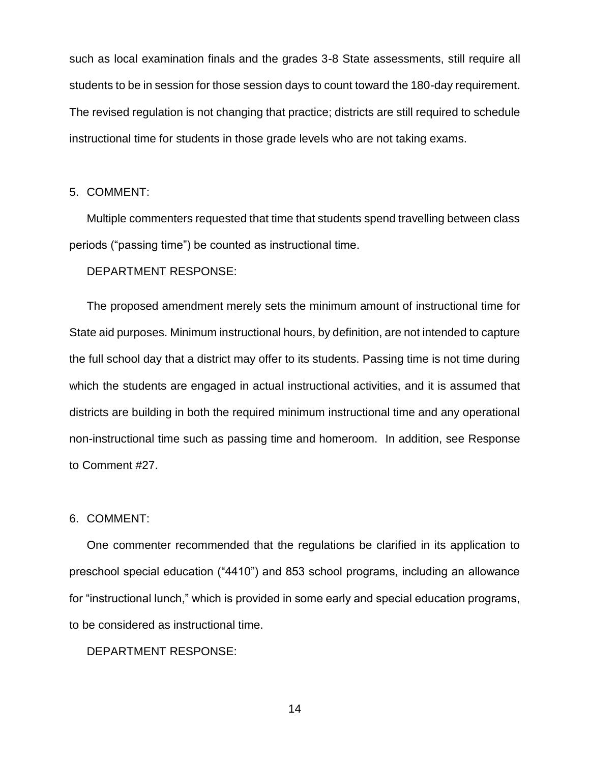such as local examination finals and the grades 3-8 State assessments, still require all students to be in session for those session days to count toward the 180-day requirement. The revised regulation is not changing that practice; districts are still required to schedule instructional time for students in those grade levels who are not taking exams.

5. COMMENT:

Multiple commenters requested that time that students spend travelling between class periods ("passing time") be counted as instructional time.

DEPARTMENT RESPONSE:

The proposed amendment merely sets the minimum amount of instructional time for State aid purposes. Minimum instructional hours, by definition, are not intended to capture the full school day that a district may offer to its students. Passing time is not time during which the students are engaged in actual instructional activities, and it is assumed that districts are building in both the required minimum instructional time and any operational non-instructional time such as passing time and homeroom. In addition, see Response to Comment #27.

6. COMMENT:

One commenter recommended that the regulations be clarified in its application to preschool special education ("4410") and 853 school programs, including an allowance for "instructional lunch," which is provided in some early and special education programs, to be considered as instructional time.

DEPARTMENT RESPONSE: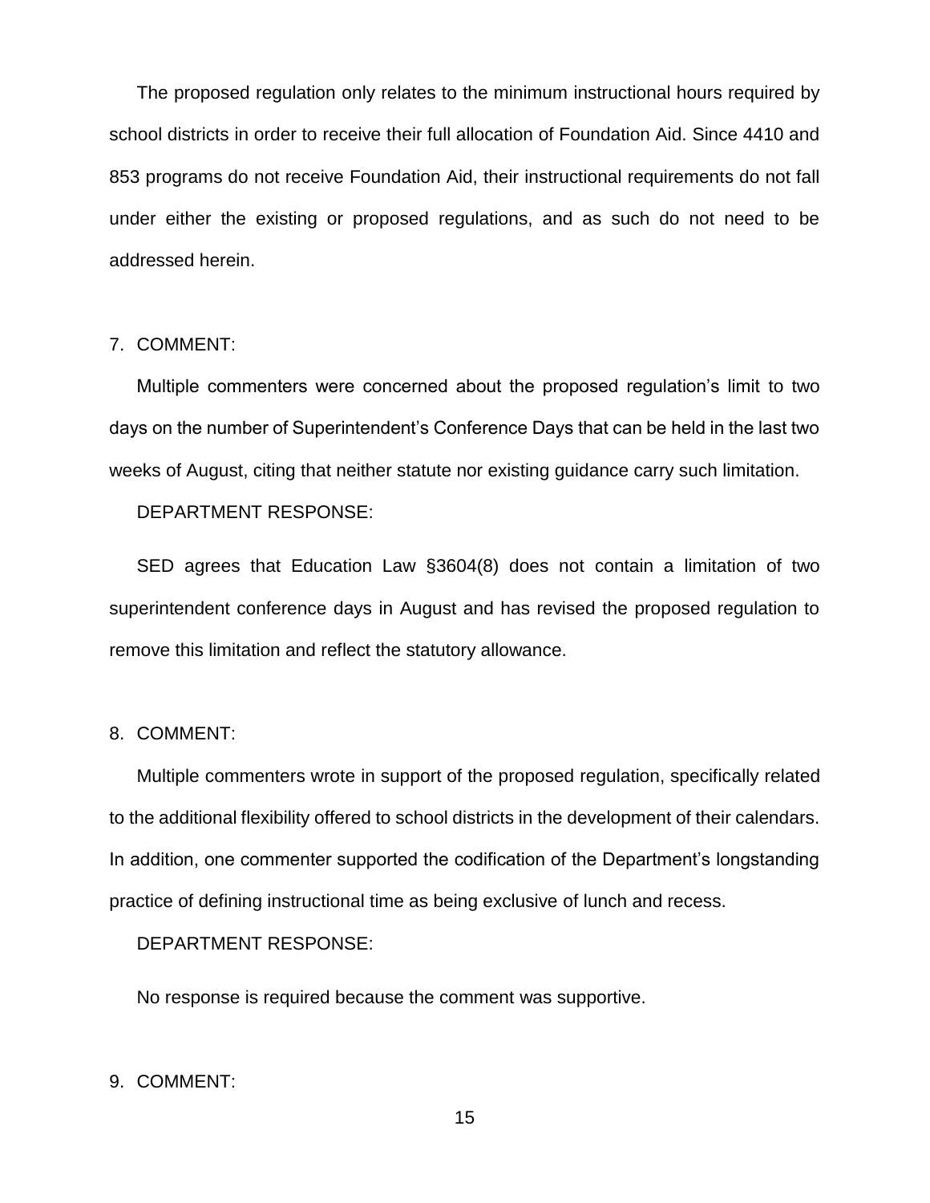The proposed regulation only relates to the minimum instructional hours required by school districts in order to receive their full allocation of Foundation Aid. Since 4410 and 853 programs do not receive Foundation Aid, their instructional requirements do not fall under either the existing or proposed regulations, and as such do not need to be addressed herein.

7. COMMENT:

Multiple commenters were concerned about the proposed regulation's limit to two days on the number of Superintendent's Conference Days that can be held in the last two weeks of August, citing that neither statute nor existing guidance carry such limitation.

DEPARTMENT RESPONSE:

SED agrees that Education Law §3604(8) does not contain a limitation of two superintendent conference days in August and has revised the proposed regulation to remove this limitation and reflect the statutory allowance.

8. COMMENT:

Multiple commenters wrote in support of the proposed regulation, specifically related to the additional flexibility offered to school districts in the development of their calendars. In addition, one commenter supported the codification of the Department's longstanding practice of defining instructional time as being exclusive of lunch and recess.

DEPARTMENT RESPONSE:

No response is required because the comment was supportive.

9. COMMENT: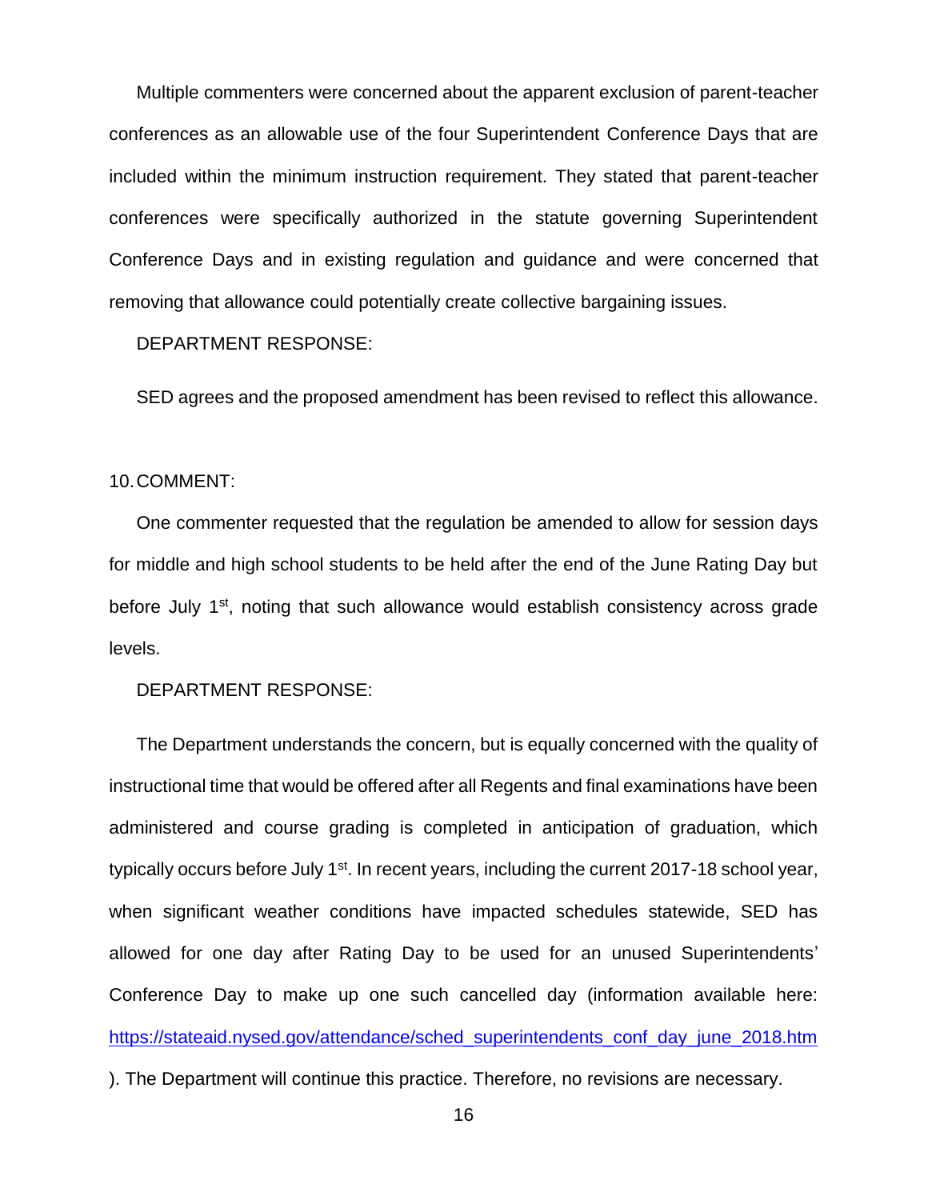Multiple commenters were concerned about the apparent exclusion of parent-teacher conferences as an allowable use of the four Superintendent Conference Days that are included within the minimum instruction requirement. They stated that parent-teacher conferences were specifically authorized in the statute governing Superintendent Conference Days and in existing regulation and guidance and were concerned that removing that allowance could potentially create collective bargaining issues.

DEPARTMENT RESPONSE:

SED agrees and the proposed amendment has been revised to reflect this allowance.

10. COMMENT:

One commenter requested that the regulation be amended to allow for session days for middle and high school students to be held after the end of the June Rating Day but before July 1st, noting that such allowance would establish consistency across grade levels.

DEPARTMENT RESPONSE:

The Department understands the concern, but is equally concerned with the quality of instructional time that would be offered after all Regents and final examinations have been administered and course grading is completed in anticipation of graduation, which typically occurs before July 1st. In recent years, including the current 2017-18 school year, when significant weather conditions have impacted schedules statewide, SED has allowed for one day after Rating Day to be used for an unused Superintendents' Conference Day to make up one such cancelled day (information available here: https://stateaid.nysed.gov/attendance/sched_superintendents_conf_day_june_2018.htm ). The Department will continue this practice. Therefore, no revisions are necessary.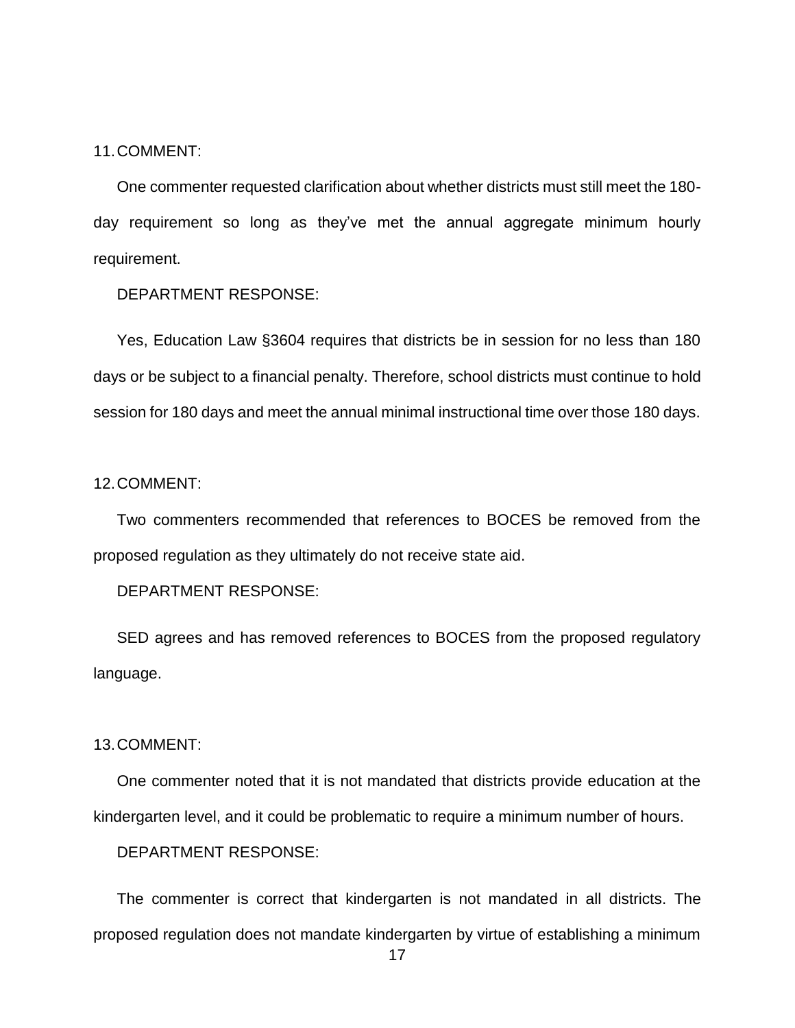11. COMMENT:

One commenter requested clarification about whether districts must still meet the 180-day requirement so long as they've met the annual aggregate minimum hourly requirement.

DEPARTMENT RESPONSE:

Yes, Education Law §3604 requires that districts be in session for no less than 180 days or be subject to a financial penalty. Therefore, school districts must continue to hold session for 180 days and meet the annual minimal instructional time over those 180 days.

12. COMMENT:

Two commenters recommended that references to BOCES be removed from the proposed regulation as they ultimately do not receive state aid.

DEPARTMENT RESPONSE:

SED agrees and has removed references to BOCES from the proposed regulatory language.

13. COMMENT:

One commenter noted that it is not mandated that districts provide education at the kindergarten level, and it could be problematic to require a minimum number of hours.

DEPARTMENT RESPONSE:

The commenter is correct that kindergarten is not mandated in all districts. The proposed regulation does not mandate kindergarten by virtue of establishing a minimum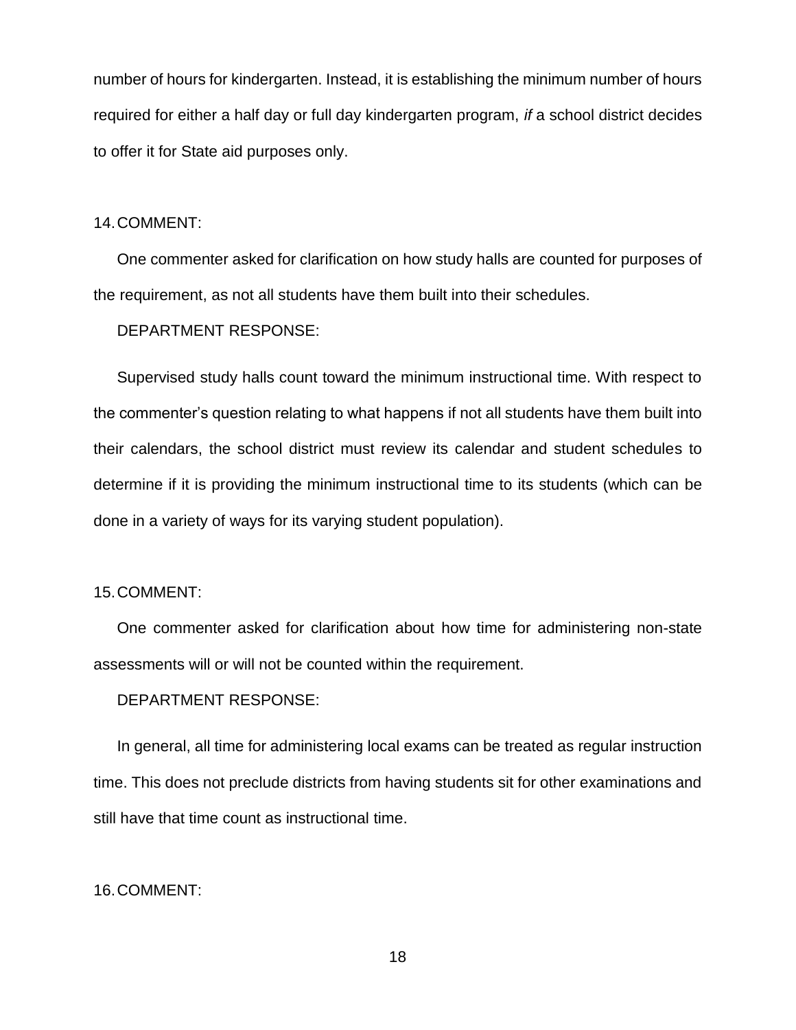number of hours for kindergarten. Instead, it is establishing the minimum number of hours required for either a half day or full day kindergarten program, *if* a school district decides to offer it for State aid purposes only.

14. COMMENT:

One commenter asked for clarification on how study halls are counted for purposes of the requirement, as not all students have them built into their schedules.

DEPARTMENT RESPONSE:

Supervised study halls count toward the minimum instructional time. With respect to the commenter's question relating to what happens if not all students have them built into their calendars, the school district must review its calendar and student schedules to determine if it is providing the minimum instructional time to its students (which can be done in a variety of ways for its varying student population).

15. COMMENT:

One commenter asked for clarification about how time for administering non-state assessments will or will not be counted within the requirement.

DEPARTMENT RESPONSE:

In general, all time for administering local exams can be treated as regular instruction time. This does not preclude districts from having students sit for other examinations and still have that time count as instructional time.

16. COMMENT: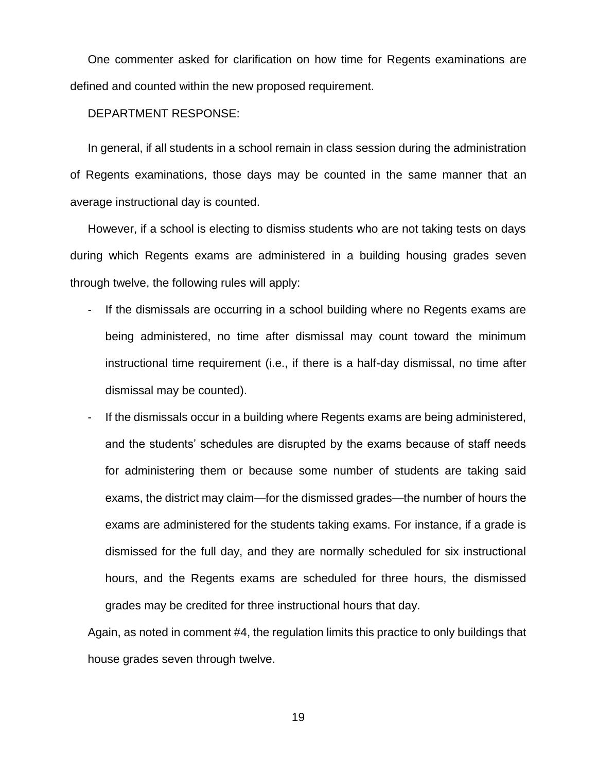One commenter asked for clarification on how time for Regents examinations are defined and counted within the new proposed requirement.

DEPARTMENT RESPONSE:

In general, if all students in a school remain in class session during the administration of Regents examinations, those days may be counted in the same manner that an average instructional day is counted.

However, if a school is electing to dismiss students who are not taking tests on days during which Regents exams are administered in a building housing grades seven through twelve, the following rules will apply:

- If the dismissals are occurring in a school building where no Regents exams are being administered, no time after dismissal may count toward the minimum instructional time requirement (i.e., if there is a half-day dismissal, no time after dismissal may be counted).
- If the dismissals occur in a building where Regents exams are being administered, and the students' schedules are disrupted by the exams because of staff needs for administering them or because some number of students are taking said exams, the district may claim—for the dismissed grades—the number of hours the exams are administered for the students taking exams. For instance, if a grade is dismissed for the full day, and they are normally scheduled for six instructional hours, and the Regents exams are scheduled for three hours, the dismissed grades may be credited for three instructional hours that day.

Again, as noted in comment #4, the regulation limits this practice to only buildings that house grades seven through twelve.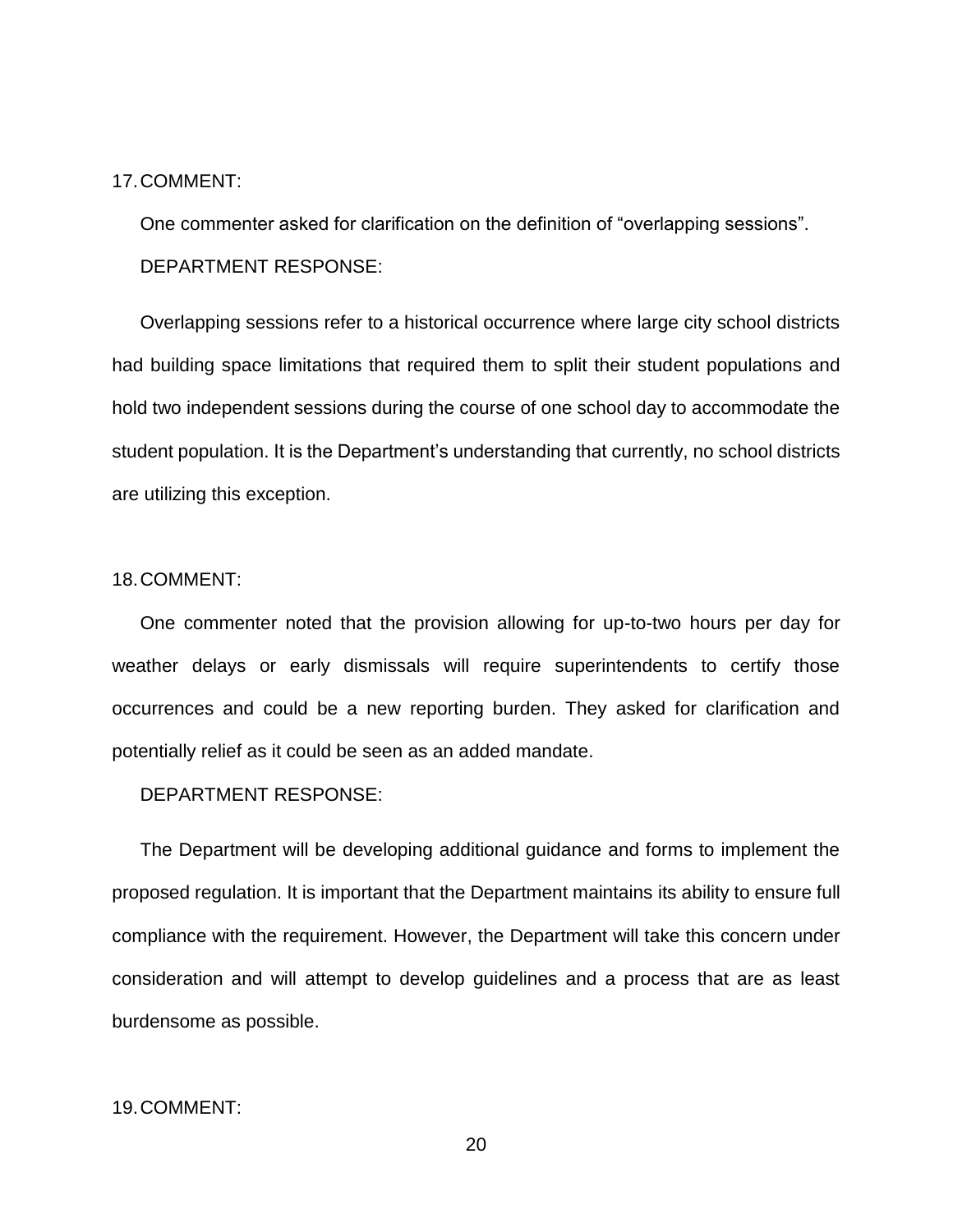17. COMMENT:

One commenter asked for clarification on the definition of "overlapping sessions".

DEPARTMENT RESPONSE:

Overlapping sessions refer to a historical occurrence where large city school districts had building space limitations that required them to split their student populations and hold two independent sessions during the course of one school day to accommodate the student population. It is the Department's understanding that currently, no school districts are utilizing this exception.

18. COMMENT:

One commenter noted that the provision allowing for up-to-two hours per day for weather delays or early dismissals will require superintendents to certify those occurrences and could be a new reporting burden. They asked for clarification and potentially relief as it could be seen as an added mandate.

DEPARTMENT RESPONSE:

The Department will be developing additional guidance and forms to implement the proposed regulation. It is important that the Department maintains its ability to ensure full compliance with the requirement. However, the Department will take this concern under consideration and will attempt to develop guidelines and a process that are as least burdensome as possible.

19. COMMENT: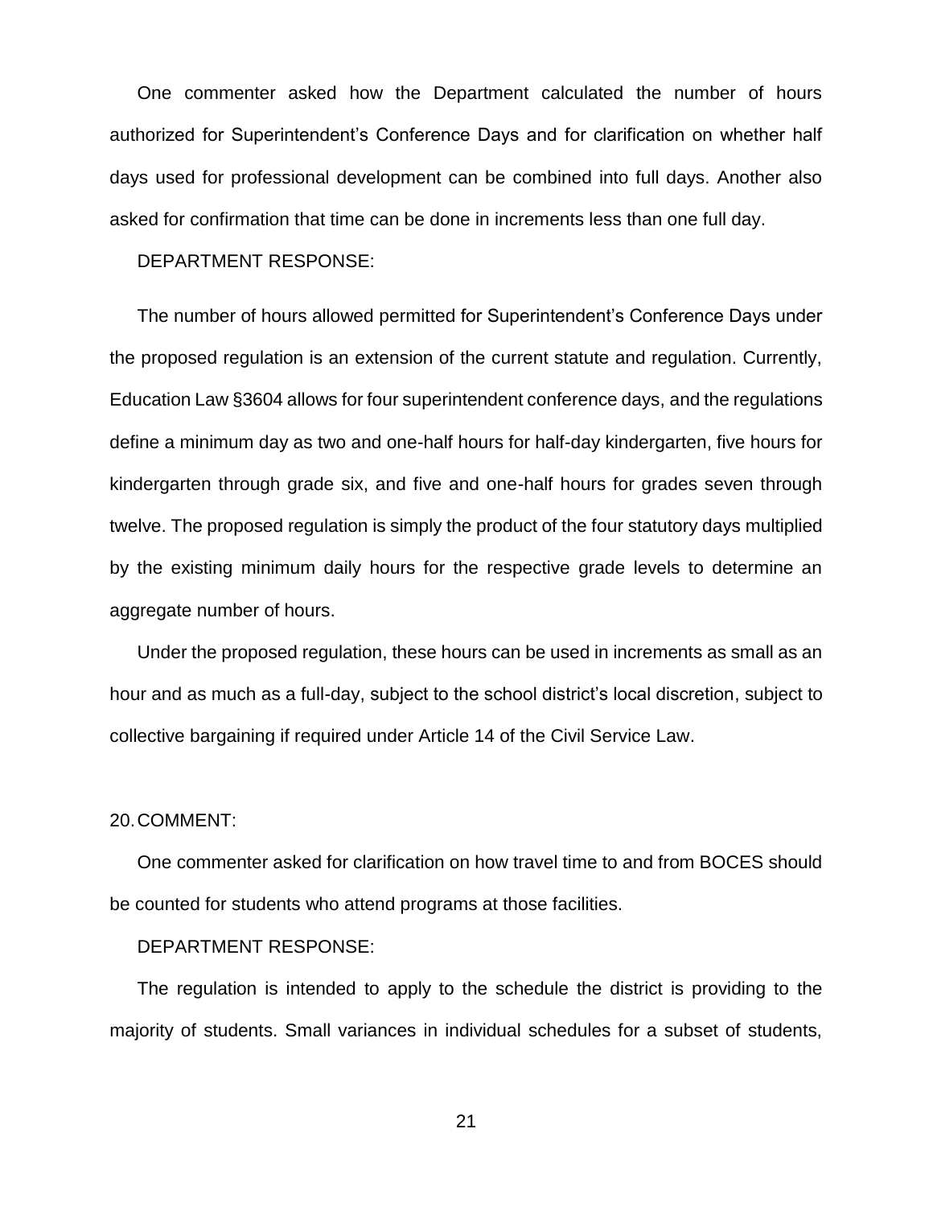One commenter asked how the Department calculated the number of hours authorized for Superintendent's Conference Days and for clarification on whether half days used for professional development can be combined into full days. Another also asked for confirmation that time can be done in increments less than one full day.

DEPARTMENT RESPONSE:

The number of hours allowed permitted for Superintendent's Conference Days under the proposed regulation is an extension of the current statute and regulation. Currently, Education Law §3604 allows for four superintendent conference days, and the regulations define a minimum day as two and one-half hours for half-day kindergarten, five hours for kindergarten through grade six, and five and one-half hours for grades seven through twelve. The proposed regulation is simply the product of the four statutory days multiplied by the existing minimum daily hours for the respective grade levels to determine an aggregate number of hours.

Under the proposed regulation, these hours can be used in increments as small as an hour and as much as a full-day, subject to the school district's local discretion, subject to collective bargaining if required under Article 14 of the Civil Service Law.

20. COMMENT:

One commenter asked for clarification on how travel time to and from BOCES should be counted for students who attend programs at those facilities.

DEPARTMENT RESPONSE:

The regulation is intended to apply to the schedule the district is providing to the majority of students. Small variances in individual schedules for a subset of students,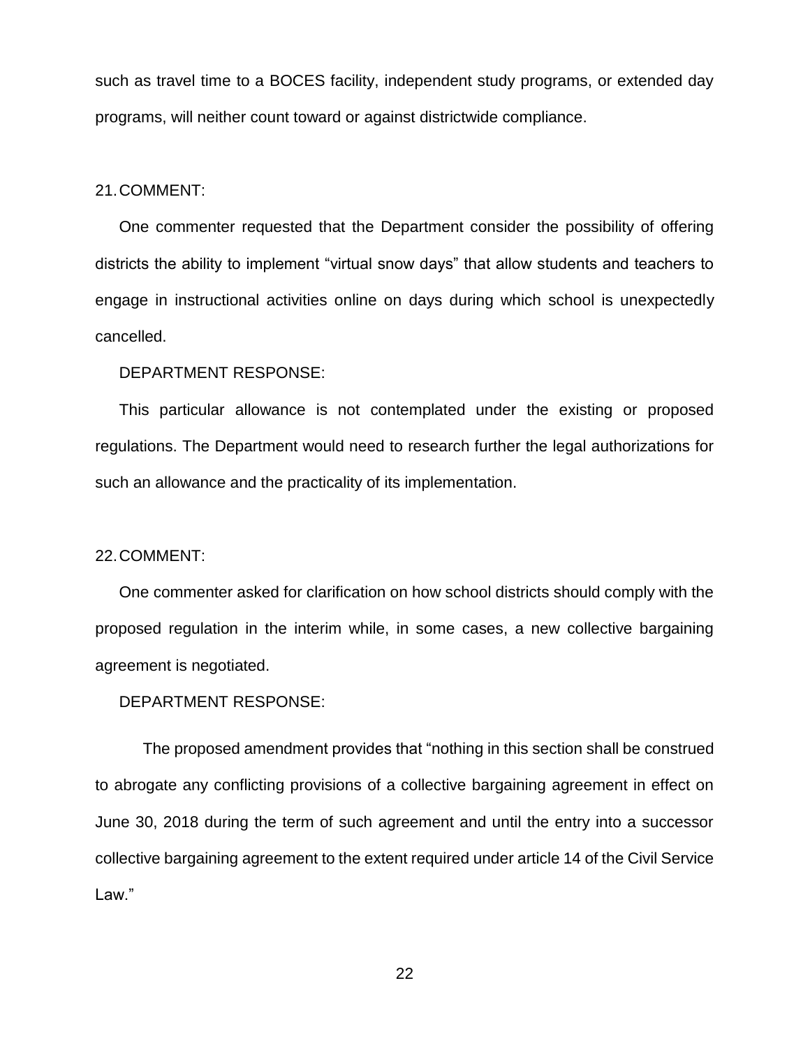such as travel time to a BOCES facility, independent study programs, or extended day programs, will neither count toward or against districtwide compliance.

21. COMMENT:

One commenter requested that the Department consider the possibility of offering districts the ability to implement "virtual snow days" that allow students and teachers to engage in instructional activities online on days during which school is unexpectedly cancelled.

DEPARTMENT RESPONSE:

This particular allowance is not contemplated under the existing or proposed regulations. The Department would need to research further the legal authorizations for such an allowance and the practicality of its implementation.

22. COMMENT:

One commenter asked for clarification on how school districts should comply with the proposed regulation in the interim while, in some cases, a new collective bargaining agreement is negotiated.

DEPARTMENT RESPONSE:

The proposed amendment provides that "nothing in this section shall be construed to abrogate any conflicting provisions of a collective bargaining agreement in effect on June 30, 2018 during the term of such agreement and until the entry into a successor collective bargaining agreement to the extent required under article 14 of the Civil Service Law."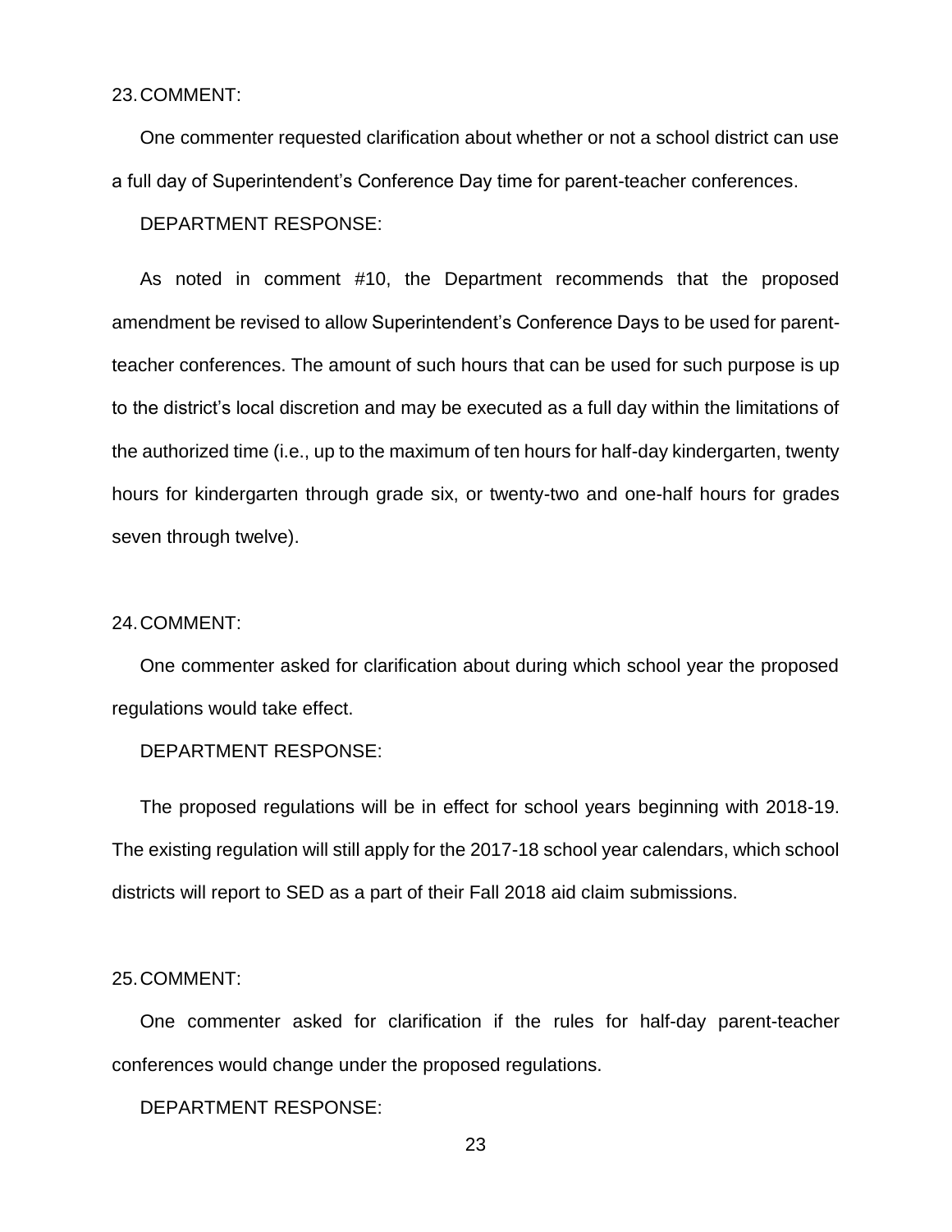23. COMMENT:

One commenter requested clarification about whether or not a school district can use a full day of Superintendent's Conference Day time for parent-teacher conferences.

DEPARTMENT RESPONSE:

As noted in comment #10, the Department recommends that the proposed amendment be revised to allow Superintendent's Conference Days to be used for parent-teacher conferences. The amount of such hours that can be used for such purpose is up to the district's local discretion and may be executed as a full day within the limitations of the authorized time (i.e., up to the maximum of ten hours for half-day kindergarten, twenty hours for kindergarten through grade six, or twenty-two and one-half hours for grades seven through twelve).

24. COMMENT:

One commenter asked for clarification about during which school year the proposed regulations would take effect.

DEPARTMENT RESPONSE:

The proposed regulations will be in effect for school years beginning with 2018-19. The existing regulation will still apply for the 2017-18 school year calendars, which school districts will report to SED as a part of their Fall 2018 aid claim submissions.

25. COMMENT:

One commenter asked for clarification if the rules for half-day parent-teacher conferences would change under the proposed regulations.

DEPARTMENT RESPONSE: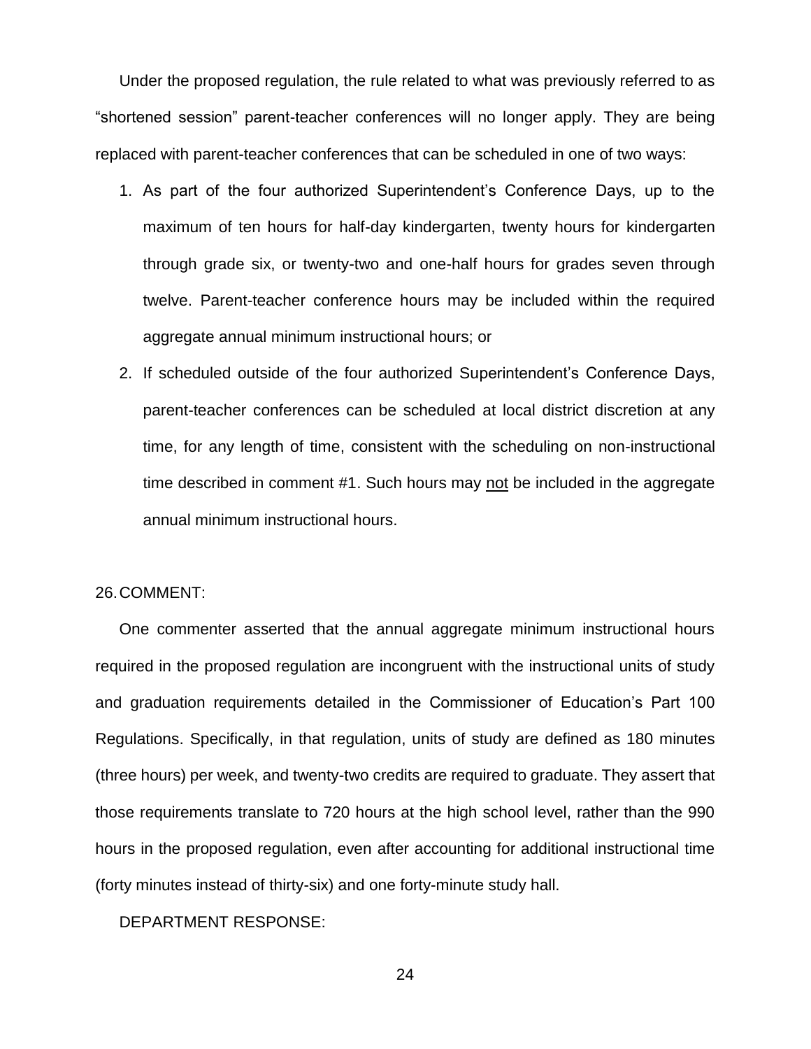Under the proposed regulation, the rule related to what was previously referred to as "shortened session" parent-teacher conferences will no longer apply. They are being replaced with parent-teacher conferences that can be scheduled in one of two ways:

1. As part of the four authorized Superintendent's Conference Days, up to the maximum of ten hours for half-day kindergarten, twenty hours for kindergarten through grade six, or twenty-two and one-half hours for grades seven through twelve. Parent-teacher conference hours may be included within the required aggregate annual minimum instructional hours; or
2. If scheduled outside of the four authorized Superintendent's Conference Days, parent-teacher conferences can be scheduled at local district discretion at any time, for any length of time, consistent with the scheduling on non-instructional time described in comment #1. Such hours may <u>not</u> be included in the aggregate annual minimum instructional hours.

26. COMMENT:

One commenter asserted that the annual aggregate minimum instructional hours required in the proposed regulation are incongruent with the instructional units of study and graduation requirements detailed in the Commissioner of Education's Part 100 Regulations. Specifically, in that regulation, units of study are defined as 180 minutes (three hours) per week, and twenty-two credits are required to graduate. They assert that those requirements translate to 720 hours at the high school level, rather than the 990 hours in the proposed regulation, even after accounting for additional instructional time (forty minutes instead of thirty-six) and one forty-minute study hall.

DEPARTMENT RESPONSE: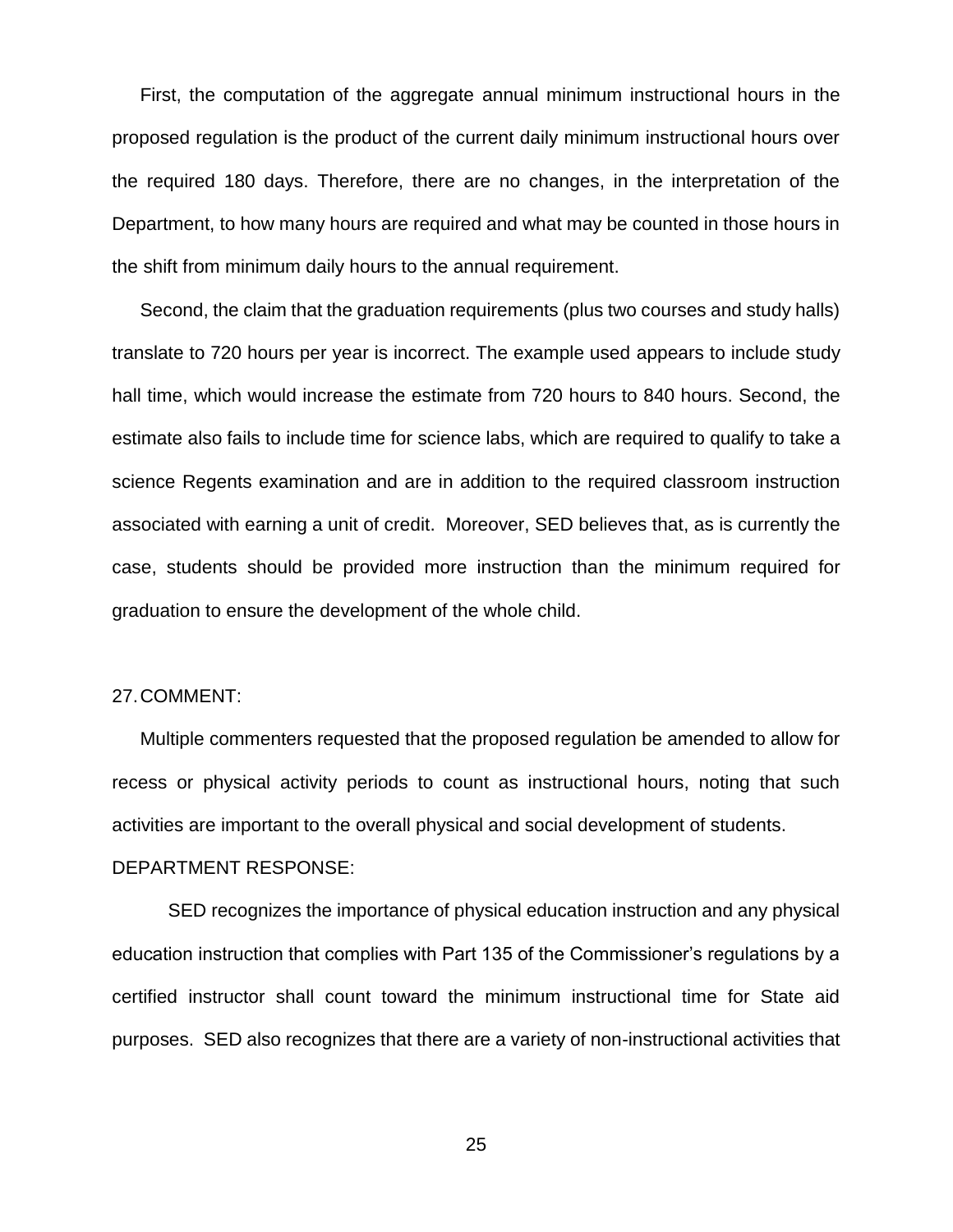First, the computation of the aggregate annual minimum instructional hours in the proposed regulation is the product of the current daily minimum instructional hours over the required 180 days. Therefore, there are no changes, in the interpretation of the Department, to how many hours are required and what may be counted in those hours in the shift from minimum daily hours to the annual requirement.

Second, the claim that the graduation requirements (plus two courses and study halls) translate to 720 hours per year is incorrect. The example used appears to include study hall time, which would increase the estimate from 720 hours to 840 hours. Second, the estimate also fails to include time for science labs, which are required to qualify to take a science Regents examination and are in addition to the required classroom instruction associated with earning a unit of credit. Moreover, SED believes that, as is currently the case, students should be provided more instruction than the minimum required for graduation to ensure the development of the whole child.

27. COMMENT:

Multiple commenters requested that the proposed regulation be amended to allow for recess or physical activity periods to count as instructional hours, noting that such activities are important to the overall physical and social development of students.

DEPARTMENT RESPONSE:

SED recognizes the importance of physical education instruction and any physical education instruction that complies with Part 135 of the Commissioner's regulations by a certified instructor shall count toward the minimum instructional time for State aid purposes. SED also recognizes that there are a variety of non-instructional activities that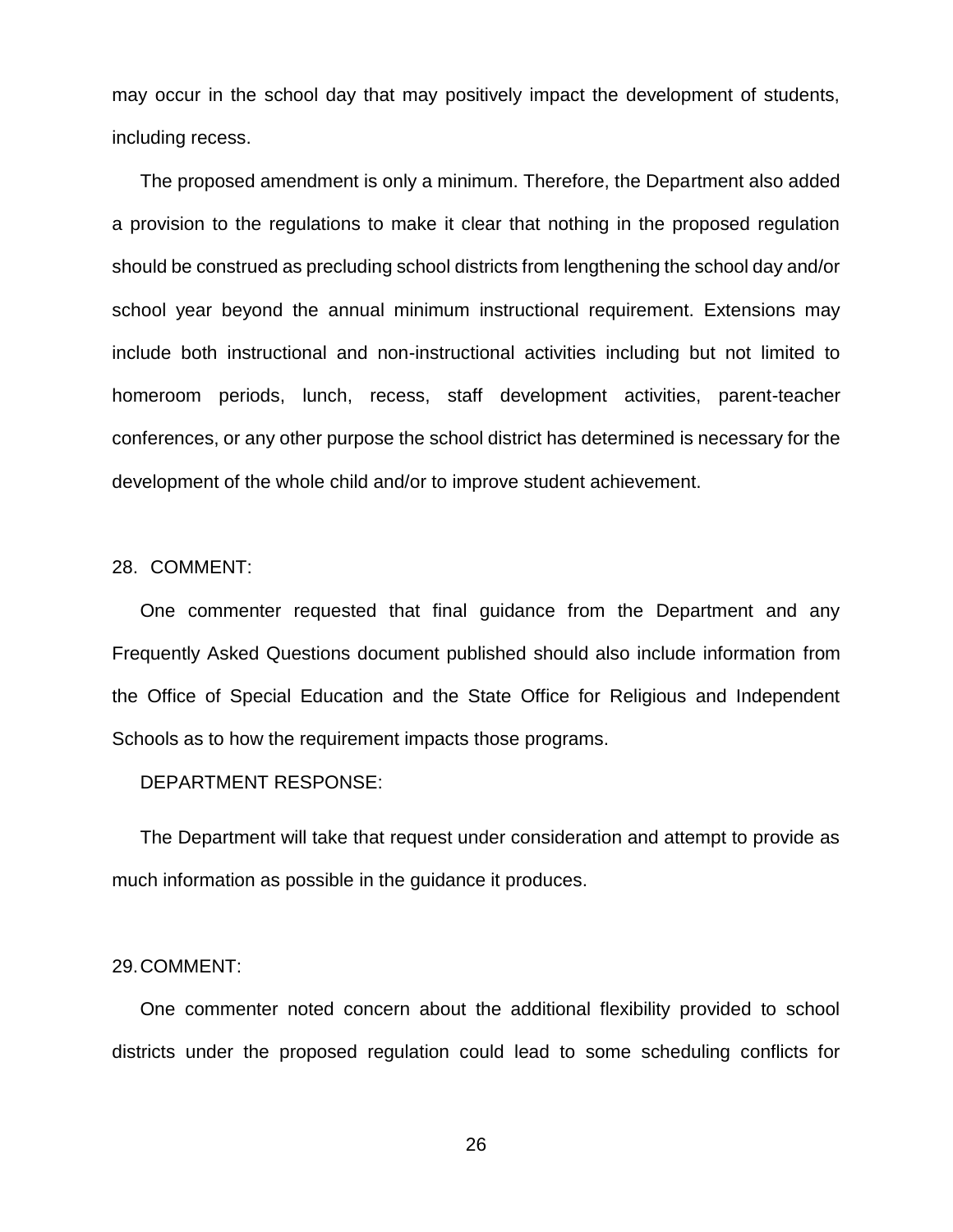may occur in the school day that may positively impact the development of students, including recess.

The proposed amendment is only a minimum. Therefore, the Department also added a provision to the regulations to make it clear that nothing in the proposed regulation should be construed as precluding school districts from lengthening the school day and/or school year beyond the annual minimum instructional requirement. Extensions may include both instructional and non-instructional activities including but not limited to homeroom periods, lunch, recess, staff development activities, parent-teacher conferences, or any other purpose the school district has determined is necessary for the development of the whole child and/or to improve student achievement.

28. COMMENT:

One commenter requested that final guidance from the Department and any Frequently Asked Questions document published should also include information from the Office of Special Education and the State Office for Religious and Independent Schools as to how the requirement impacts those programs.

DEPARTMENT RESPONSE:

The Department will take that request under consideration and attempt to provide as much information as possible in the guidance it produces.

29. COMMENT:

One commenter noted concern about the additional flexibility provided to school districts under the proposed regulation could lead to some scheduling conflicts for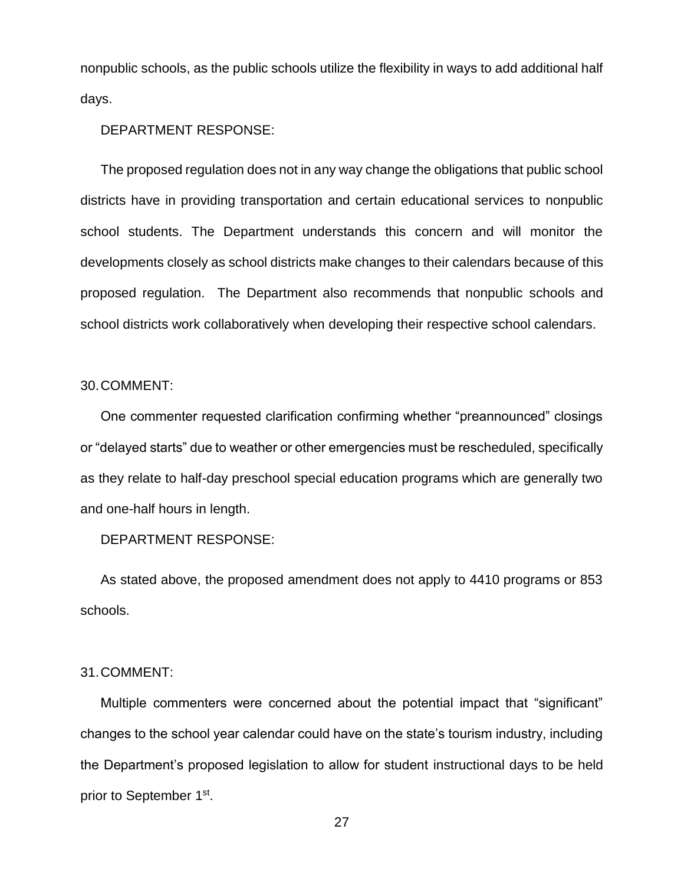nonpublic schools, as the public schools utilize the flexibility in ways to add additional half days.

DEPARTMENT RESPONSE:

The proposed regulation does not in any way change the obligations that public school districts have in providing transportation and certain educational services to nonpublic school students. The Department understands this concern and will monitor the developments closely as school districts make changes to their calendars because of this proposed regulation. The Department also recommends that nonpublic schools and school districts work collaboratively when developing their respective school calendars.

30. COMMENT:

One commenter requested clarification confirming whether "preannounced" closings or "delayed starts" due to weather or other emergencies must be rescheduled, specifically as they relate to half-day preschool special education programs which are generally two and one-half hours in length.

DEPARTMENT RESPONSE:

As stated above, the proposed amendment does not apply to 4410 programs or 853 schools.

31. COMMENT:

Multiple commenters were concerned about the potential impact that "significant" changes to the school year calendar could have on the state's tourism industry, including the Department's proposed legislation to allow for student instructional days to be held prior to September 1st.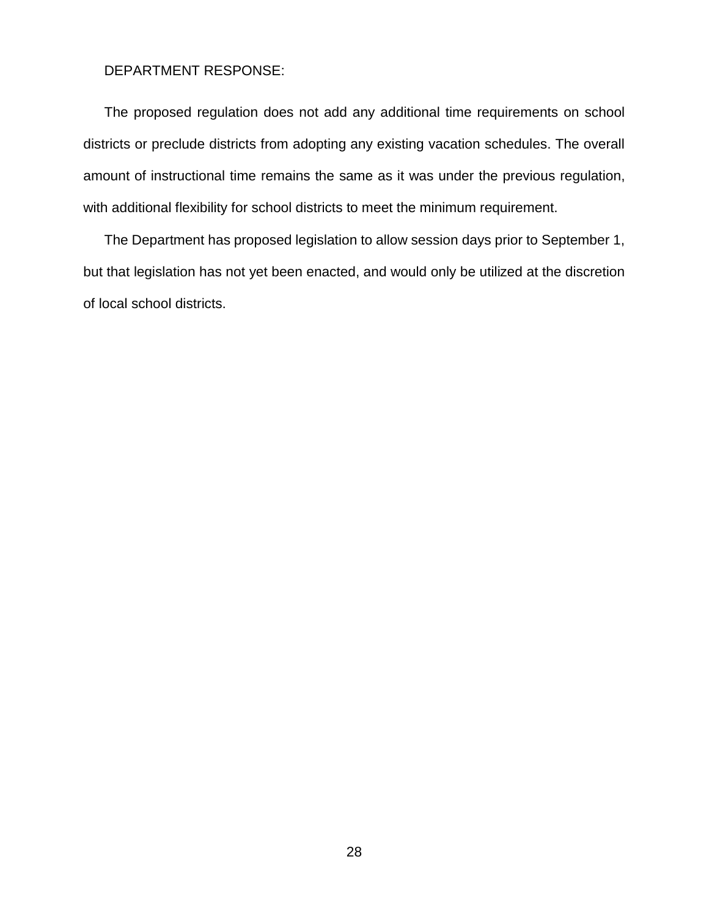DEPARTMENT RESPONSE:

The proposed regulation does not add any additional time requirements on school districts or preclude districts from adopting any existing vacation schedules. The overall amount of instructional time remains the same as it was under the previous regulation, with additional flexibility for school districts to meet the minimum requirement.

The Department has proposed legislation to allow session days prior to September 1, but that legislation has not yet been enacted, and would only be utilized at the discretion of local school districts.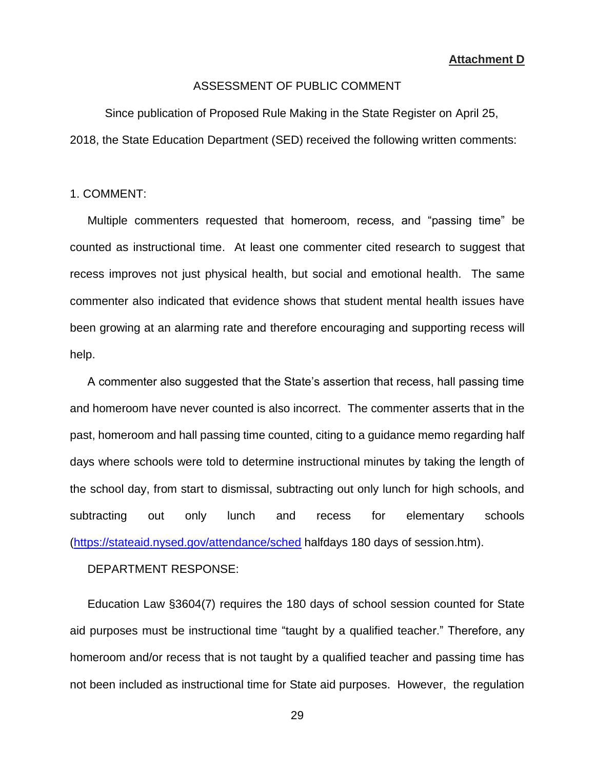**Attachment D**

ASSESSMENT OF PUBLIC COMMENT

Since publication of Proposed Rule Making in the State Register on April 25, 2018, the State Education Department (SED) received the following written comments:

1. COMMENT:

Multiple commenters requested that homeroom, recess, and "passing time" be counted as instructional time. At least one commenter cited research to suggest that recess improves not just physical health, but social and emotional health. The same commenter also indicated that evidence shows that student mental health issues have been growing at an alarming rate and therefore encouraging and supporting recess will help.

A commenter also suggested that the State's assertion that recess, hall passing time and homeroom have never counted is also incorrect. The commenter asserts that in the past, homeroom and hall passing time counted, citing to a guidance memo regarding half days where schools were told to determine instructional minutes by taking the length of the school day, from start to dismissal, subtracting out only lunch for high schools, and subtracting out only lunch and recess for elementary schools (https://stateaid.nysed.gov/attendance/sched halfdays 180 days of session.htm).

DEPARTMENT RESPONSE:

Education Law §3604(7) requires the 180 days of school session counted for State aid purposes must be instructional time "taught by a qualified teacher." Therefore, any homeroom and/or recess that is not taught by a qualified teacher and passing time has not been included as instructional time for State aid purposes. However, the regulation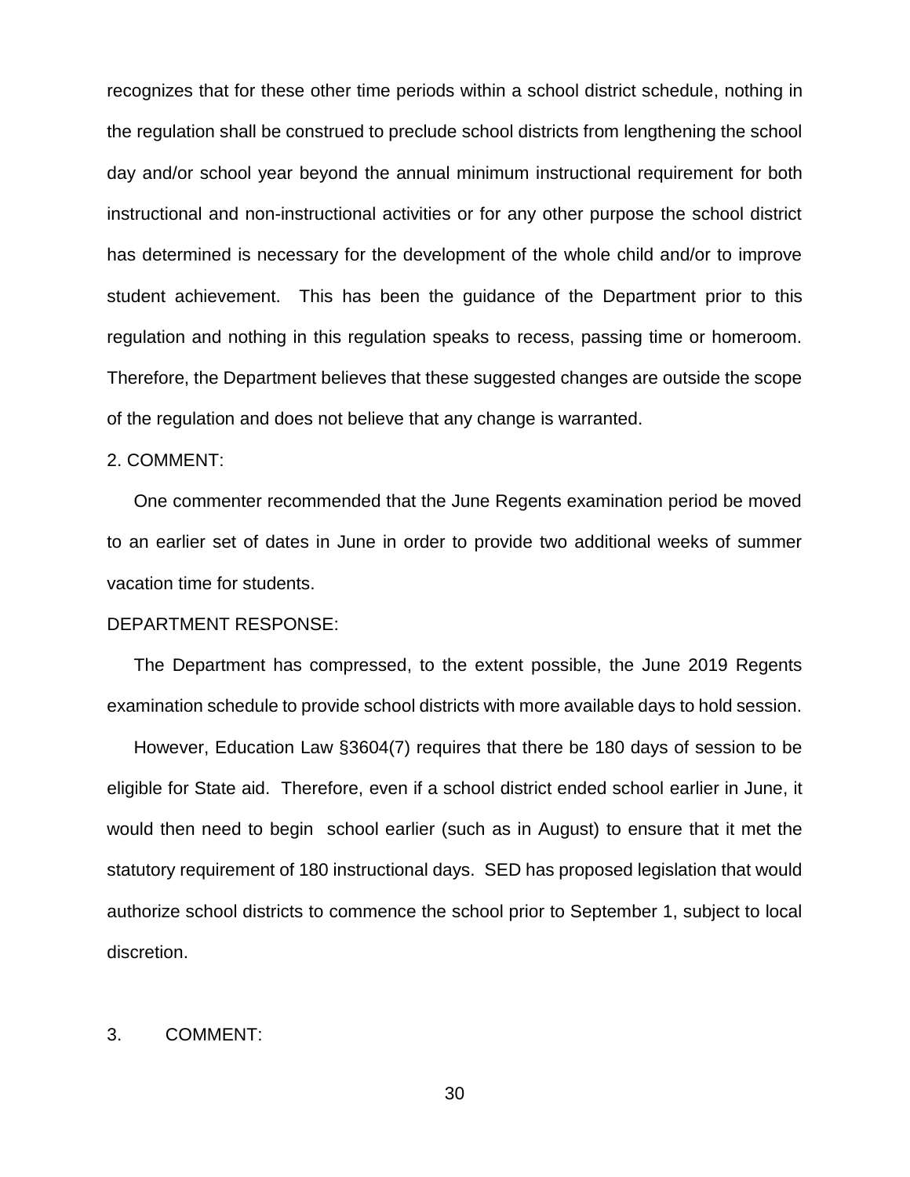recognizes that for these other time periods within a school district schedule, nothing in the regulation shall be construed to preclude school districts from lengthening the school day and/or school year beyond the annual minimum instructional requirement for both instructional and non-instructional activities or for any other purpose the school district has determined is necessary for the development of the whole child and/or to improve student achievement. This has been the guidance of the Department prior to this regulation and nothing in this regulation speaks to recess, passing time or homeroom. Therefore, the Department believes that these suggested changes are outside the scope of the regulation and does not believe that any change is warranted.

2. COMMENT:

One commenter recommended that the June Regents examination period be moved to an earlier set of dates in June in order to provide two additional weeks of summer vacation time for students.

DEPARTMENT RESPONSE:

The Department has compressed, to the extent possible, the June 2019 Regents examination schedule to provide school districts with more available days to hold session.

However, Education Law §3604(7) requires that there be 180 days of session to be eligible for State aid. Therefore, even if a school district ended school earlier in June, it would then need to begin school earlier (such as in August) to ensure that it met the statutory requirement of 180 instructional days. SED has proposed legislation that would authorize school districts to commence the school prior to September 1, subject to local discretion.

3. COMMENT: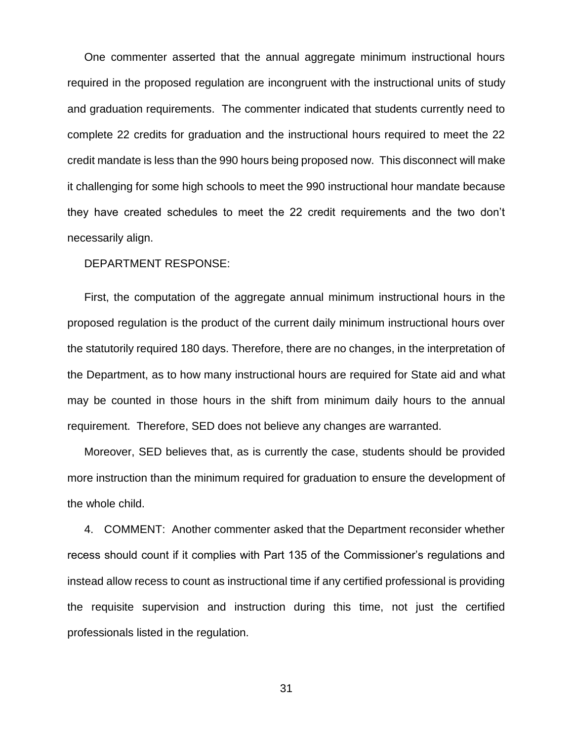One commenter asserted that the annual aggregate minimum instructional hours required in the proposed regulation are incongruent with the instructional units of study and graduation requirements. The commenter indicated that students currently need to complete 22 credits for graduation and the instructional hours required to meet the 22 credit mandate is less than the 990 hours being proposed now. This disconnect will make it challenging for some high schools to meet the 990 instructional hour mandate because they have created schedules to meet the 22 credit requirements and the two don't necessarily align.

DEPARTMENT RESPONSE:

First, the computation of the aggregate annual minimum instructional hours in the proposed regulation is the product of the current daily minimum instructional hours over the statutorily required 180 days. Therefore, there are no changes, in the interpretation of the Department, as to how many instructional hours are required for State aid and what may be counted in those hours in the shift from minimum daily hours to the annual requirement. Therefore, SED does not believe any changes are warranted.

Moreover, SED believes that, as is currently the case, students should be provided more instruction than the minimum required for graduation to ensure the development of the whole child.

4. COMMENT: Another commenter asked that the Department reconsider whether recess should count if it complies with Part 135 of the Commissioner's regulations and instead allow recess to count as instructional time if any certified professional is providing the requisite supervision and instruction during this time, not just the certified professionals listed in the regulation.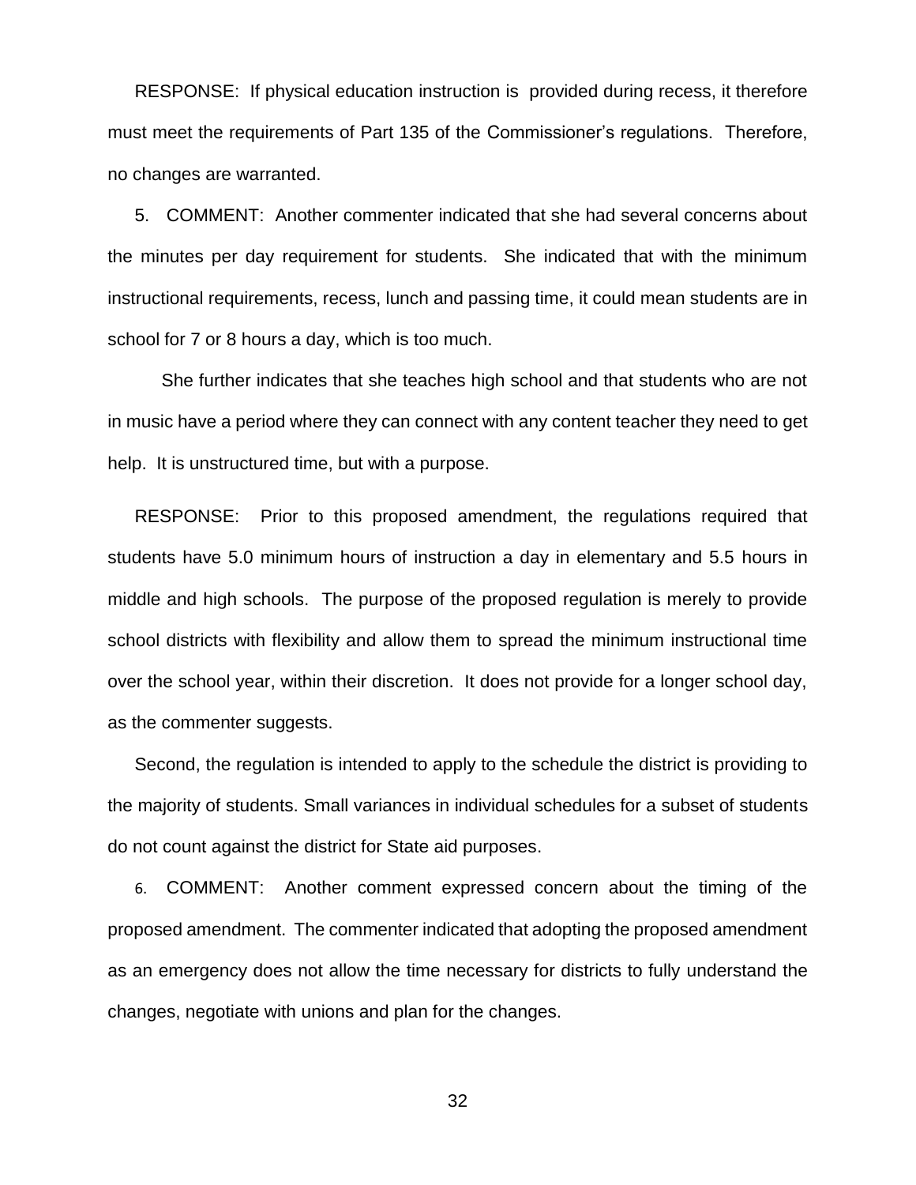RESPONSE: If physical education instruction is provided during recess, it therefore must meet the requirements of Part 135 of the Commissioner's regulations. Therefore, no changes are warranted.

5. COMMENT: Another commenter indicated that she had several concerns about the minutes per day requirement for students. She indicated that with the minimum instructional requirements, recess, lunch and passing time, it could mean students are in school for 7 or 8 hours a day, which is too much.

She further indicates that she teaches high school and that students who are not in music have a period where they can connect with any content teacher they need to get help. It is unstructured time, but with a purpose.

RESPONSE: Prior to this proposed amendment, the regulations required that students have 5.0 minimum hours of instruction a day in elementary and 5.5 hours in middle and high schools. The purpose of the proposed regulation is merely to provide school districts with flexibility and allow them to spread the minimum instructional time over the school year, within their discretion. It does not provide for a longer school day, as the commenter suggests.

Second, the regulation is intended to apply to the schedule the district is providing to the majority of students. Small variances in individual schedules for a subset of students do not count against the district for State aid purposes.

6. COMMENT: Another comment expressed concern about the timing of the proposed amendment. The commenter indicated that adopting the proposed amendment as an emergency does not allow the time necessary for districts to fully understand the changes, negotiate with unions and plan for the changes.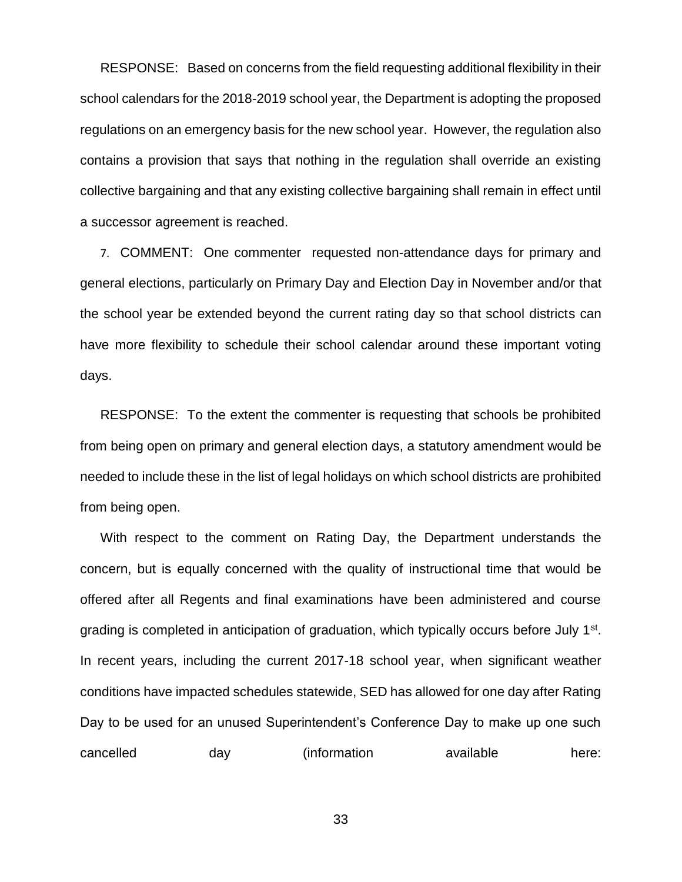RESPONSE: Based on concerns from the field requesting additional flexibility in their school calendars for the 2018-2019 school year, the Department is adopting the proposed regulations on an emergency basis for the new school year. However, the regulation also contains a provision that says that nothing in the regulation shall override an existing collective bargaining and that any existing collective bargaining shall remain in effect until a successor agreement is reached.

7. COMMENT: One commenter requested non-attendance days for primary and general elections, particularly on Primary Day and Election Day in November and/or that the school year be extended beyond the current rating day so that school districts can have more flexibility to schedule their school calendar around these important voting days.

RESPONSE: To the extent the commenter is requesting that schools be prohibited from being open on primary and general election days, a statutory amendment would be needed to include these in the list of legal holidays on which school districts are prohibited from being open.

With respect to the comment on Rating Day, the Department understands the concern, but is equally concerned with the quality of instructional time that would be offered after all Regents and final examinations have been administered and course grading is completed in anticipation of graduation, which typically occurs before July 1st. In recent years, including the current 2017-18 school year, when significant weather conditions have impacted schedules statewide, SED has allowed for one day after Rating Day to be used for an unused Superintendent's Conference Day to make up one such cancelled day (information available here: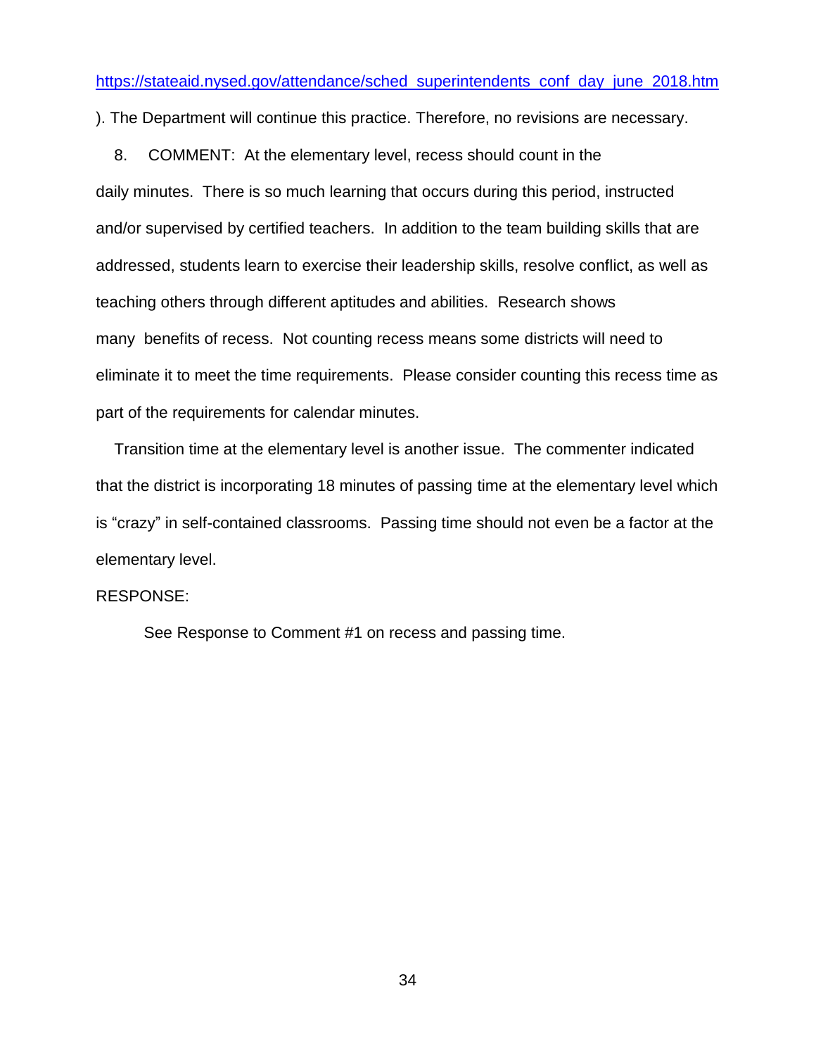https://stateaid.nysed.gov/attendance/sched_superintendents_conf_day_june_2018.htm). The Department will continue this practice. Therefore, no revisions are necessary.

8. COMMENT: At the elementary level, recess should count in the daily minutes. There is so much learning that occurs during this period, instructed and/or supervised by certified teachers. In addition to the team building skills that are addressed, students learn to exercise their leadership skills, resolve conflict, as well as teaching others through different aptitudes and abilities. Research shows many benefits of recess. Not counting recess means some districts will need to eliminate it to meet the time requirements. Please consider counting this recess time as part of the requirements for calendar minutes.

Transition time at the elementary level is another issue. The commenter indicated that the district is incorporating 18 minutes of passing time at the elementary level which is "crazy" in self-contained classrooms. Passing time should not even be a factor at the elementary level.

RESPONSE:

See Response to Comment #1 on recess and passing time.